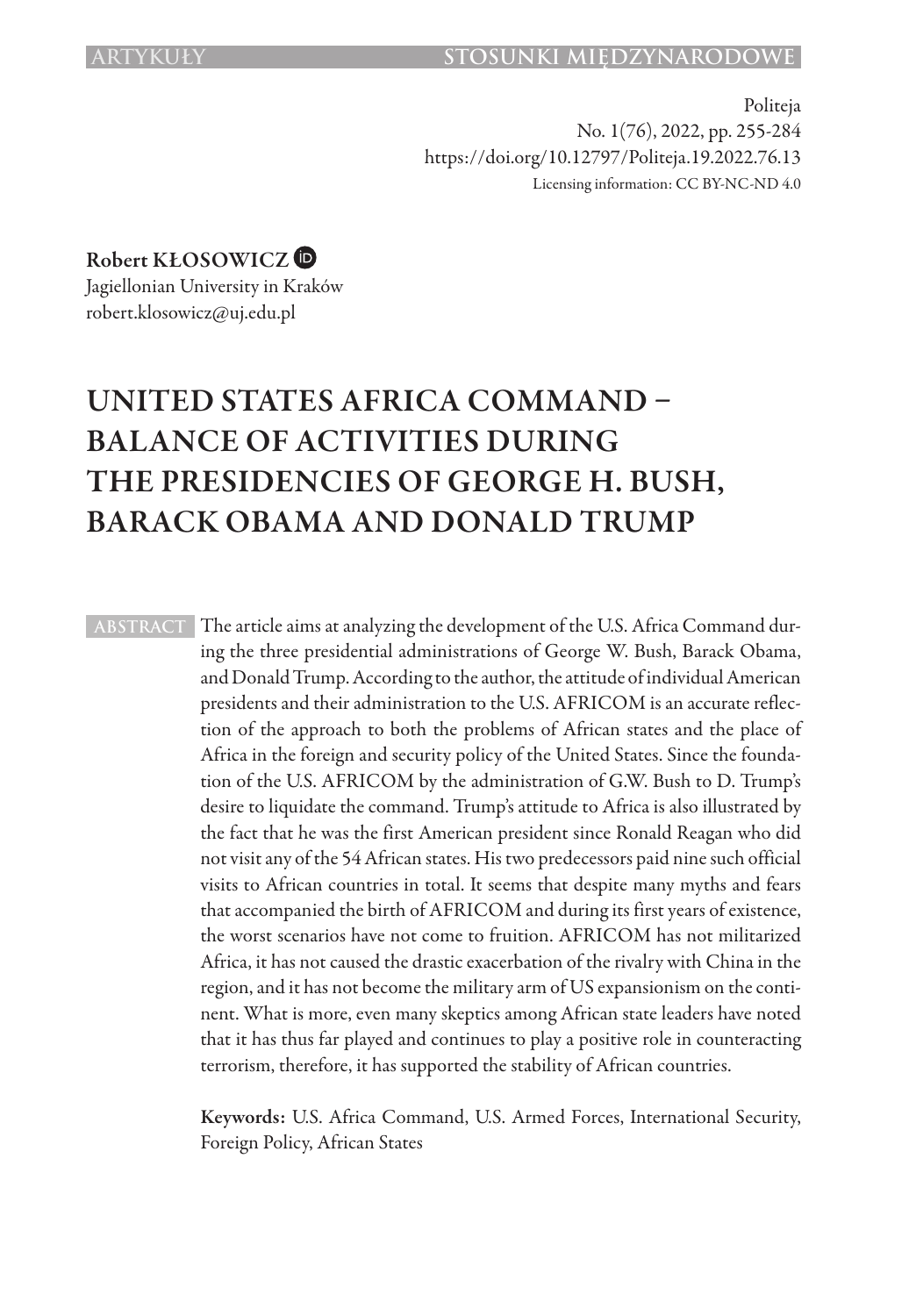Politeja
No. 1(76), 2022, pp. 255-284
https://doi.org/10.12797/Politeja.19.2022.76.13
Licensing information: CC BY-NC-ND 4.0

**Robert KŁOSOWICZ**
Jagiellonian University in Kraków
robert.klosowicz@uj.edu.pl

# UNITED STATES AFRICA COMMAND – BALANCE OF ACTIVITIES DURING THE PRESIDENCIES OF GEORGE H. BUSH, BARACK OBAMA AND DONALD TRUMP

ABSTRACT The article aims at analyzing the development of the U.S. Africa Command during the three presidential administrations of George W. Bush, Barack Obama, and Donald Trump. According to the author, the attitude of individual American presidents and their administration to the U.S. AFRICOM is an accurate reflection of the approach to both the problems of African states and the place of Africa in the foreign and security policy of the United States. Since the foundation of the U.S. AFRICOM by the administration of G.W. Bush to D. Trump's desire to liquidate the command. Trump's attitude to Africa is also illustrated by the fact that he was the first American president since Ronald Reagan who did not visit any of the 54 African states. His two predecessors paid nine such official visits to African countries in total. It seems that despite many myths and fears that accompanied the birth of AFRICOM and during its first years of existence, the worst scenarios have not come to fruition. AFRICOM has not militarized Africa, it has not caused the drastic exacerbation of the rivalry with China in the region, and it has not become the military arm of US expansionism on the continent. What is more, even many skeptics among African state leaders have noted that it has thus far played and continues to play a positive role in counteracting terrorism, therefore, it has supported the stability of African countries.

**Keywords:** U.S. Africa Command, U.S. Armed Forces, International Security, Foreign Policy, African States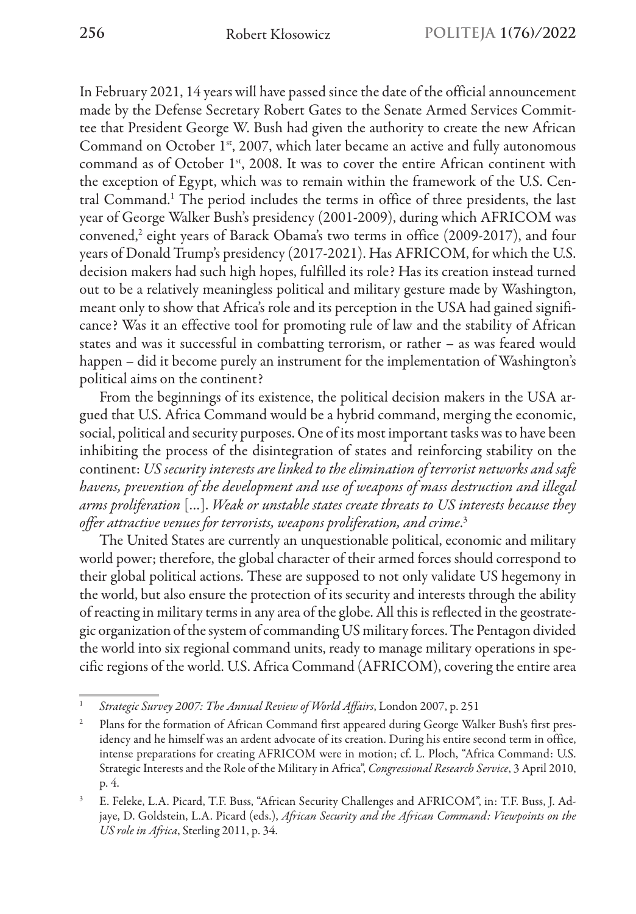In February 2021, 14 years will have passed since the date of the official announcement made by the Defense Secretary Robert Gates to the Senate Armed Services Committee that President George W. Bush had given the authority to create the new African Command on October 1st, 2007, which later became an active and fully autonomous command as of October 1st, 2008. It was to cover the entire African continent with the exception of Egypt, which was to remain within the framework of the U.S. Central Command.[1] The period includes the terms in office of three presidents, the last year of George Walker Bush's presidency (2001-2009), during which AFRICOM was convened,[2] eight years of Barack Obama's two terms in office (2009-2017), and four years of Donald Trump's presidency (2017-2021). Has AFRICOM, for which the U.S. decision makers had such high hopes, fulfilled its role? Has its creation instead turned out to be a relatively meaningless political and military gesture made by Washington, meant only to show that Africa's role and its perception in the USA had gained significance? Was it an effective tool for promoting rule of law and the stability of African states and was it successful in combatting terrorism, or rather – as was feared would happen – did it become purely an instrument for the implementation of Washington's political aims on the continent?

From the beginnings of its existence, the political decision makers in the USA argued that U.S. Africa Command would be a hybrid command, merging the economic, social, political and security purposes. One of its most important tasks was to have been inhibiting the process of the disintegration of states and reinforcing stability on the continent: *US security interests are linked to the elimination of terrorist networks and safe havens, prevention of the development and use of weapons of mass destruction and illegal arms proliferation* [...]. *Weak or unstable states create threats to US interests because they offer attractive venues for terrorists, weapons proliferation, and crime*.[3]

The United States are currently an unquestionable political, economic and military world power; therefore, the global character of their armed forces should correspond to their global political actions. These are supposed to not only validate US hegemony in the world, but also ensure the protection of its security and interests through the ability of reacting in military terms in any area of the globe. All this is reflected in the geostrategic organization of the system of commanding US military forces. The Pentagon divided the world into six regional command units, ready to manage military operations in specific regions of the world. U.S. Africa Command (AFRICOM), covering the entire area

---

[1] *Strategic Survey 2007: The Annual Review of World Affairs*, London 2007, p. 251

[2] Plans for the formation of African Command first appeared during George Walker Bush's first presidency and he himself was an ardent advocate of its creation. During his entire second term in office, intense preparations for creating AFRICOM were in motion; cf. L. Ploch, "Africa Command: U.S. Strategic Interests and the Role of the Military in Africa", *Congressional Research Service*, 3 April 2010, p. 4.

[3] E. Feleke, L.A. Picard, T.F. Buss, "African Security Challenges and AFRICOM", in: T.F. Buss, J. Adjaye, D. Goldstein, L.A. Picard (eds.), *African Security and the African Command: Viewpoints on the US role in Africa*, Sterling 2011, p. 34.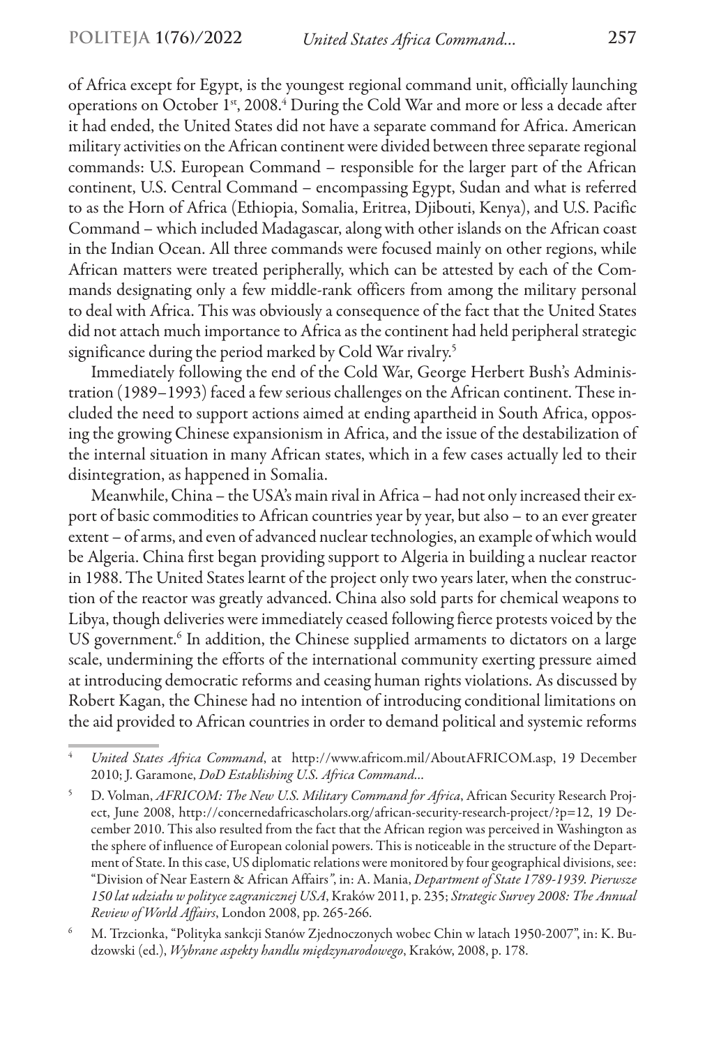of Africa except for Egypt, is the youngest regional command unit, officially launching operations on October 1st, 2008.[4] During the Cold War and more or less a decade after it had ended, the United States did not have a separate command for Africa. American military activities on the African continent were divided between three separate regional commands: U.S. European Command – responsible for the larger part of the African continent, U.S. Central Command – encompassing Egypt, Sudan and what is referred to as the Horn of Africa (Ethiopia, Somalia, Eritrea, Djibouti, Kenya), and U.S. Pacific Command – which included Madagascar, along with other islands on the African coast in the Indian Ocean. All three commands were focused mainly on other regions, while African matters were treated peripherally, which can be attested by each of the Commands designating only a few middle-rank officers from among the military personal to deal with Africa. This was obviously a consequence of the fact that the United States did not attach much importance to Africa as the continent had held peripheral strategic significance during the period marked by Cold War rivalry.[5]

Immediately following the end of the Cold War, George Herbert Bush's Administration (1989–1993) faced a few serious challenges on the African continent. These included the need to support actions aimed at ending apartheid in South Africa, opposing the growing Chinese expansionism in Africa, and the issue of the destabilization of the internal situation in many African states, which in a few cases actually led to their disintegration, as happened in Somalia.

Meanwhile, China – the USA's main rival in Africa – had not only increased their export of basic commodities to African countries year by year, but also – to an ever greater extent – of arms, and even of advanced nuclear technologies, an example of which would be Algeria. China first began providing support to Algeria in building a nuclear reactor in 1988. The United States learnt of the project only two years later, when the construction of the reactor was greatly advanced. China also sold parts for chemical weapons to Libya, though deliveries were immediately ceased following fierce protests voiced by the US government.[6] In addition, the Chinese supplied armaments to dictators on a large scale, undermining the efforts of the international community exerting pressure aimed at introducing democratic reforms and ceasing human rights violations. As discussed by Robert Kagan, the Chinese had no intention of introducing conditional limitations on the aid provided to African countries in order to demand political and systemic reforms

---

[4] *United States Africa Command*, at http://www.africom.mil/AboutAFRICOM.asp, 19 December 2010; J. Garamone, *DoD Establishing U.S. Africa Command...*

[5] D. Volman, *AFRICOM: The New U.S. Military Command for Africa*, African Security Research Project, June 2008, http://concernedafricascholars.org/african-security-research-project/?p=12, 19 December 2010. This also resulted from the fact that the African region was perceived in Washington as the sphere of influence of European colonial powers. This is noticeable in the structure of the Department of State. In this case, US diplomatic relations were monitored by four geographical divisions, see: "Division of Near Eastern & African Affairs", in: A. Mania, *Department of State 1789-1939. Pierwsze 150 lat udziału w polityce zagranicznej USA*, Kraków 2011, p. 235; *Strategic Survey 2008: The Annual Review of World Affairs*, London 2008, pp. 265-266.

[6] M. Trzcionka, "Polityka sankcji Stanów Zjednoczonych wobec Chin w latach 1950-2007", in: K. Budzowski (ed.), *Wybrane aspekty handlu międzynarodowego*, Kraków, 2008, p. 178.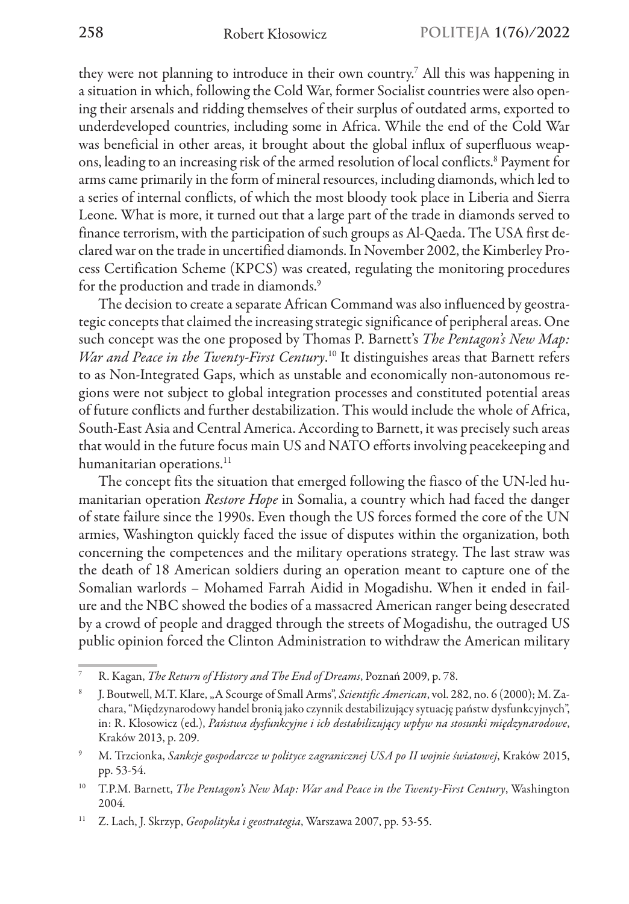they were not planning to introduce in their own country.[7] All this was happening in a situation in which, following the Cold War, former Socialist countries were also opening their arsenals and ridding themselves of their surplus of outdated arms, exported to underdeveloped countries, including some in Africa. While the end of the Cold War was beneficial in other areas, it brought about the global influx of superfluous weapons, leading to an increasing risk of the armed resolution of local conflicts.[8] Payment for arms came primarily in the form of mineral resources, including diamonds, which led to a series of internal conflicts, of which the most bloody took place in Liberia and Sierra Leone. What is more, it turned out that a large part of the trade in diamonds served to finance terrorism, with the participation of such groups as Al-Qaeda. The USA first declared war on the trade in uncertified diamonds. In November 2002, the Kimberley Process Certification Scheme (KPCS) was created, regulating the monitoring procedures for the production and trade in diamonds.[9]

The decision to create a separate African Command was also influenced by geostrategic concepts that claimed the increasing strategic significance of peripheral areas. One such concept was the one proposed by Thomas P. Barnett's *The Pentagon's New Map: War and Peace in the Twenty-First Century*.[10] It distinguishes areas that Barnett refers to as Non-Integrated Gaps, which as unstable and economically non-autonomous regions were not subject to global integration processes and constituted potential areas of future conflicts and further destabilization. This would include the whole of Africa, South-East Asia and Central America. According to Barnett, it was precisely such areas that would in the future focus main US and NATO efforts involving peacekeeping and humanitarian operations.[11]

The concept fits the situation that emerged following the fiasco of the UN-led humanitarian operation *Restore Hope* in Somalia, a country which had faced the danger of state failure since the 1990s. Even though the US forces formed the core of the UN armies, Washington quickly faced the issue of disputes within the organization, both concerning the competences and the military operations strategy. The last straw was the death of 18 American soldiers during an operation meant to capture one of the Somalian warlords – Mohamed Farrah Aidid in Mogadishu. When it ended in failure and the NBC showed the bodies of a massacred American ranger being desecrated by a crowd of people and dragged through the streets of Mogadishu, the outraged US public opinion forced the Clinton Administration to withdraw the American military

---

[7] R. Kagan, *The Return of History and The End of Dreams*, Poznań 2009, p. 78.

[8] J. Boutwell, M.T. Klare, „A Scourge of Small Arms", *Scientific American*, vol. 282, no. 6 (2000); M. Zachara, "Międzynarodowy handel bronią jako czynnik destabilizujący sytuację państw dysfunkcyjnych", in: R. Kłosowicz (ed.), *Państwa dysfunkcyjne i ich destabilizujący wpływ na stosunki międzynarodowe*, Kraków 2013, p. 209.

[9] M. Trzcionka, *Sankcje gospodarcze w polityce zagranicznej USA po II wojnie światowej*, Kraków 2015, pp. 53-54.

[10] T.P.M. Barnett, *The Pentagon's New Map: War and Peace in the Twenty-First Century*, Washington 2004.

[11] Z. Lach, J. Skrzyp, *Geopolityka i geostrategia*, Warszawa 2007, pp. 53-55.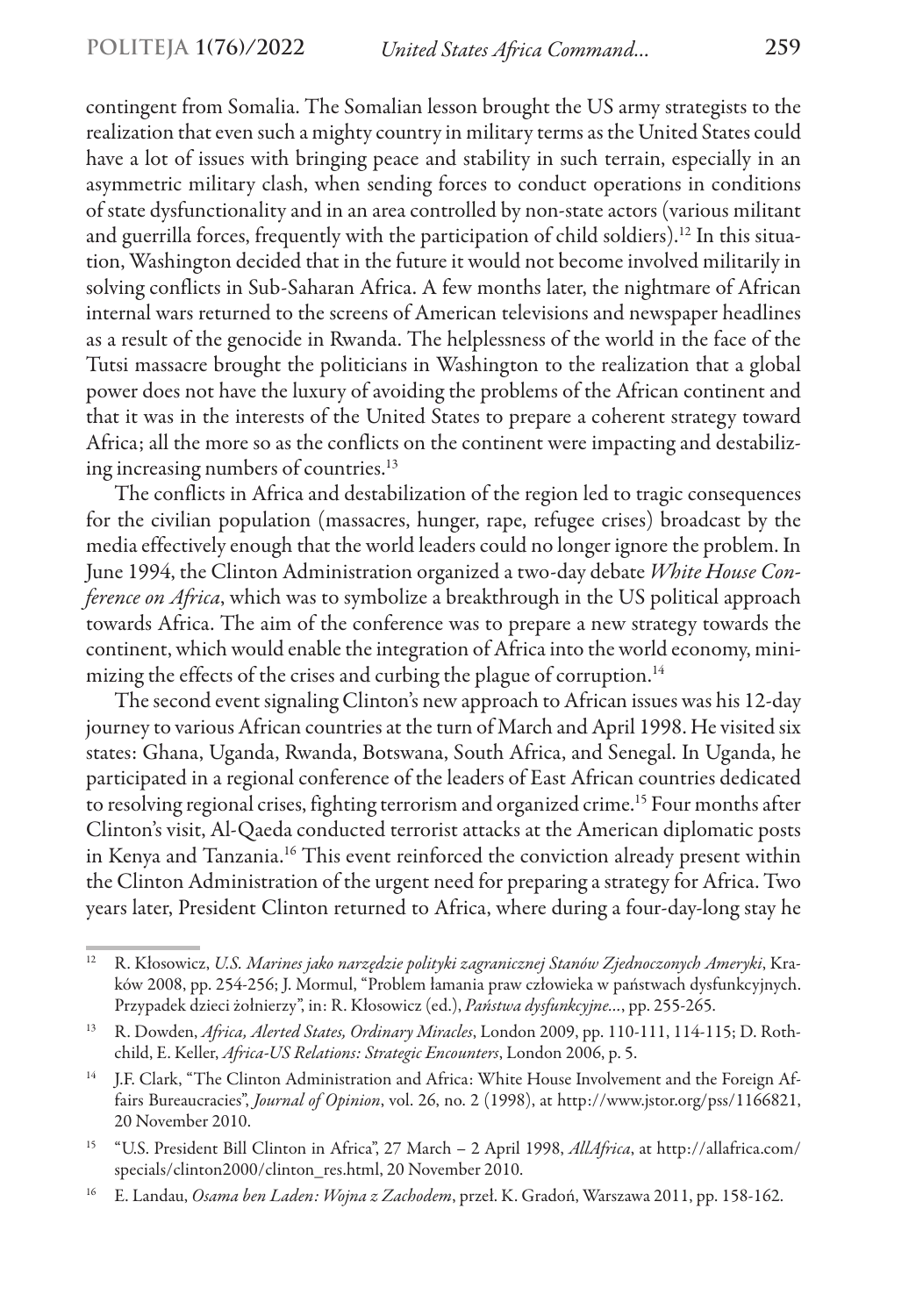contingent from Somalia. The Somalian lesson brought the US army strategists to the realization that even such a mighty country in military terms as the United States could have a lot of issues with bringing peace and stability in such terrain, especially in an asymmetric military clash, when sending forces to conduct operations in conditions of state dysfunctionality and in an area controlled by non-state actors (various militant and guerrilla forces, frequently with the participation of child soldiers).[12] In this situation, Washington decided that in the future it would not become involved militarily in solving conflicts in Sub-Saharan Africa. A few months later, the nightmare of African internal wars returned to the screens of American televisions and newspaper headlines as a result of the genocide in Rwanda. The helplessness of the world in the face of the Tutsi massacre brought the politicians in Washington to the realization that a global power does not have the luxury of avoiding the problems of the African continent and that it was in the interests of the United States to prepare a coherent strategy toward Africa; all the more so as the conflicts on the continent were impacting and destabilizing increasing numbers of countries.[13]

The conflicts in Africa and destabilization of the region led to tragic consequences for the civilian population (massacres, hunger, rape, refugee crises) broadcast by the media effectively enough that the world leaders could no longer ignore the problem. In June 1994, the Clinton Administration organized a two-day debate *White House Conference on Africa*, which was to symbolize a breakthrough in the US political approach towards Africa. The aim of the conference was to prepare a new strategy towards the continent, which would enable the integration of Africa into the world economy, minimizing the effects of the crises and curbing the plague of corruption.[14]

The second event signaling Clinton's new approach to African issues was his 12-day journey to various African countries at the turn of March and April 1998. He visited six states: Ghana, Uganda, Rwanda, Botswana, South Africa, and Senegal. In Uganda, he participated in a regional conference of the leaders of East African countries dedicated to resolving regional crises, fighting terrorism and organized crime.[15] Four months after Clinton's visit, Al-Qaeda conducted terrorist attacks at the American diplomatic posts in Kenya and Tanzania.[16] This event reinforced the conviction already present within the Clinton Administration of the urgent need for preparing a strategy for Africa. Two years later, President Clinton returned to Africa, where during a four-day-long stay he

---

[12] R. Kłosowicz, *U.S. Marines jako narzędzie polityki zagranicznej Stanów Zjednoczonych Ameryki*, Kraków 2008, pp. 254-256; J. Mormul, "Problem łamania praw człowieka w państwach dysfunkcyjnych. Przypadek dzieci żołnierzy", in: R. Kłosowicz (ed.), *Państwa dysfunkcyjne...*, pp. 255-265.

[13] R. Dowden, *Africa, Alerted States, Ordinary Miracles*, London 2009, pp. 110-111, 114-115; D. Rothchild, E. Keller, *Africa-US Relations: Strategic Encounters*, London 2006, p. 5.

[14] J.F. Clark, "The Clinton Administration and Africa: White House Involvement and the Foreign Affairs Bureaucracies", *Journal of Opinion*, vol. 26, no. 2 (1998), at http://www.jstor.org/pss/1166821, 20 November 2010.

[15] "U.S. President Bill Clinton in Africa", 27 March – 2 April 1998, *AllAfrica*, at http://allafrica.com/specials/clinton2000/clinton_res.html, 20 November 2010.

[16] E. Landau, *Osama ben Laden: Wojna z Zachodem*, przeł. K. Gradoń, Warszawa 2011, pp. 158-162.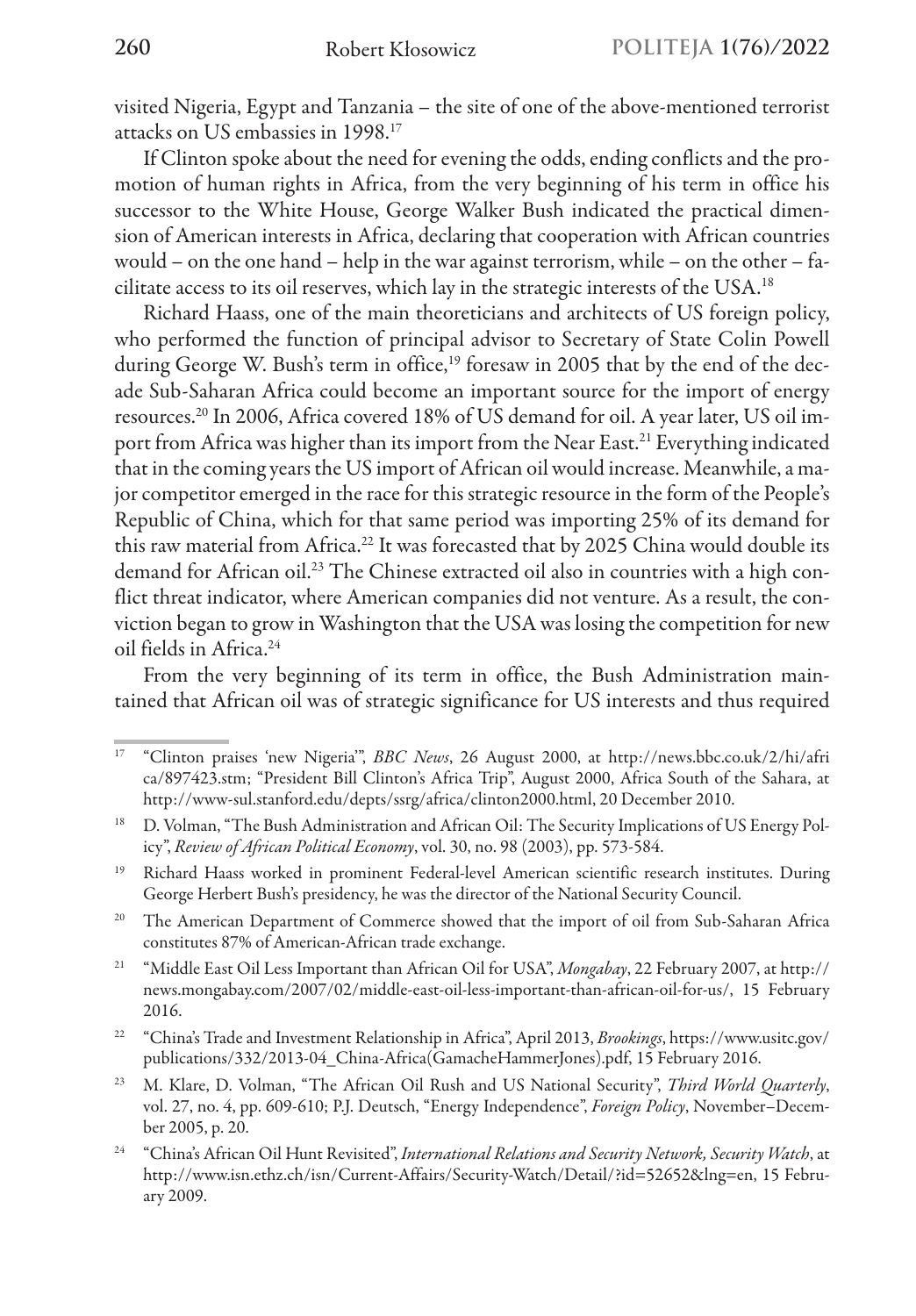visited Nigeria, Egypt and Tanzania – the site of one of the above-mentioned terrorist attacks on US embassies in 1998.[17]

If Clinton spoke about the need for evening the odds, ending conflicts and the promotion of human rights in Africa, from the very beginning of his term in office his successor to the White House, George Walker Bush indicated the practical dimension of American interests in Africa, declaring that cooperation with African countries would – on the one hand – help in the war against terrorism, while – on the other – facilitate access to its oil reserves, which lay in the strategic interests of the USA.[18]

Richard Haass, one of the main theoreticians and architects of US foreign policy, who performed the function of principal advisor to Secretary of State Colin Powell during George W. Bush's term in office,[19] foresaw in 2005 that by the end of the decade Sub-Saharan Africa could become an important source for the import of energy resources.[20] In 2006, Africa covered 18% of US demand for oil. A year later, US oil import from Africa was higher than its import from the Near East.[21] Everything indicated that in the coming years the US import of African oil would increase. Meanwhile, a major competitor emerged in the race for this strategic resource in the form of the People's Republic of China, which for that same period was importing 25% of its demand for this raw material from Africa.[22] It was forecasted that by 2025 China would double its demand for African oil.[23] The Chinese extracted oil also in countries with a high conflict threat indicator, where American companies did not venture. As a result, the conviction began to grow in Washington that the USA was losing the competition for new oil fields in Africa.[24]

From the very beginning of its term in office, the Bush Administration maintained that African oil was of strategic significance for US interests and thus required

---

[17] "Clinton praises 'new Nigeria'", *BBC News*, 26 August 2000, at http://news.bbc.co.uk/2/hi/africa/897423.stm; "President Bill Clinton's Africa Trip", August 2000, Africa South of the Sahara, at http://www-sul.stanford.edu/depts/ssrg/africa/clinton2000.html, 20 December 2010.

[18] D. Volman, "The Bush Administration and African Oil: The Security Implications of US Energy Policy", *Review of African Political Economy*, vol. 30, no. 98 (2003), pp. 573-584.

[19] Richard Haass worked in prominent Federal-level American scientific research institutes. During George Herbert Bush's presidency, he was the director of the National Security Council.

[20] The American Department of Commerce showed that the import of oil from Sub-Saharan Africa constitutes 87% of American-African trade exchange.

[21] "Middle East Oil Less Important than African Oil for USA", *Mongabay*, 22 February 2007, at http://news.mongabay.com/2007/02/middle-east-oil-less-important-than-african-oil-for-us/, 15 February 2016.

[22] "China's Trade and Investment Relationship in Africa", April 2013, *Brookings*, https://www.usitc.gov/publications/332/2013-04_China-Africa(GamacheHammerJones).pdf, 15 February 2016.

[23] M. Klare, D. Volman, "The African Oil Rush and US National Security", *Third World Quarterly*, vol. 27, no. 4, pp. 609-610; P.J. Deutsch, "Energy Independence", *Foreign Policy*, November–December 2005, p. 20.

[24] "China's African Oil Hunt Revisited", *International Relations and Security Network, Security Watch*, at http://www.isn.ethz.ch/isn/Current-Affairs/Security-Watch/Detail/?id=52652&lng=en, 15 February 2009.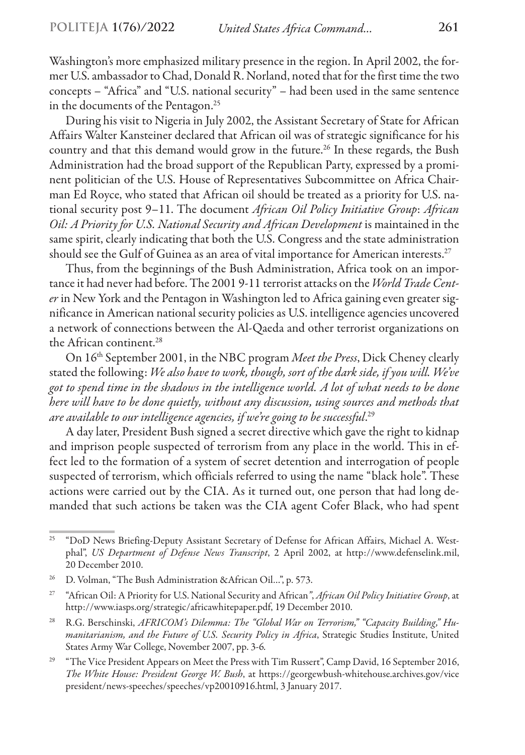Washington's more emphasized military presence in the region. In April 2002, the former U.S. ambassador to Chad, Donald R. Norland, noted that for the first time the two concepts – "Africa" and "U.S. national security" – had been used in the same sentence in the documents of the Pentagon.[25]

During his visit to Nigeria in July 2002, the Assistant Secretary of State for African Affairs Walter Kansteiner declared that African oil was of strategic significance for his country and that this demand would grow in the future.[26] In these regards, the Bush Administration had the broad support of the Republican Party, expressed by a prominent politician of the U.S. House of Representatives Subcommittee on Africa Chairman Ed Royce, who stated that African oil should be treated as a priority for U.S. national security post 9–11. The document *African Oil Policy Initiative Group*: *African Oil: A Priority for U.S. National Security and African Development* is maintained in the same spirit, clearly indicating that both the U.S. Congress and the state administration should see the Gulf of Guinea as an area of vital importance for American interests.[27]

Thus, from the beginnings of the Bush Administration, Africa took on an importance it had never had before. The 2001 9-11 terrorist attacks on the *World Trade Center* in New York and the Pentagon in Washington led to Africa gaining even greater significance in American national security policies as U.S. intelligence agencies uncovered a network of connections between the Al-Qaeda and other terrorist organizations on the African continent.[28]

On 16th September 2001, in the NBC program *Meet the Press*, Dick Cheney clearly stated the following: *We also have to work, though, sort of the dark side, if you will. We've got to spend time in the shadows in the intelligence world. A lot of what needs to be done here will have to be done quietly, without any discussion, using sources and methods that are available to our intelligence agencies, if we're going to be successful*.[29]

A day later, President Bush signed a secret directive which gave the right to kidnap and imprison people suspected of terrorism from any place in the world. This in effect led to the formation of a system of secret detention and interrogation of people suspected of terrorism, which officials referred to using the name "black hole". These actions were carried out by the CIA. As it turned out, one person that had long demanded that such actions be taken was the CIA agent Cofer Black, who had spent

---

[25] "DoD News Briefing-Deputy Assistant Secretary of Defense for African Affairs, Michael A. Westphal", *US Department of Defense News Transcript*, 2 April 2002, at http://www.defenselink.mil, 20 December 2010.

[26] D. Volman, "The Bush Administration &African Oil...", p. 573.

[27] "African Oil: A Priority for U.S. National Security and African", *African Oil Policy Initiative Group*, at http://www.iasps.org/strategic/africawhitepaper.pdf, 19 December 2010.

[28] R.G. Berschinski, *AFRICOM's Dilemma: The "Global War on Terrorism," "Capacity Building," Humanitarianism, and the Future of U.S. Security Policy in Africa*, Strategic Studies Institute, United States Army War College, November 2007, pp. 3-6.

[29] "The Vice President Appears on Meet the Press with Tim Russert", Camp David, 16 September 2016, *The White House: President George W. Bush*, at https://georgewbush-whitehouse.archives.gov/vicepresident/news-speeches/speeches/vp20010916.html, 3 January 2017.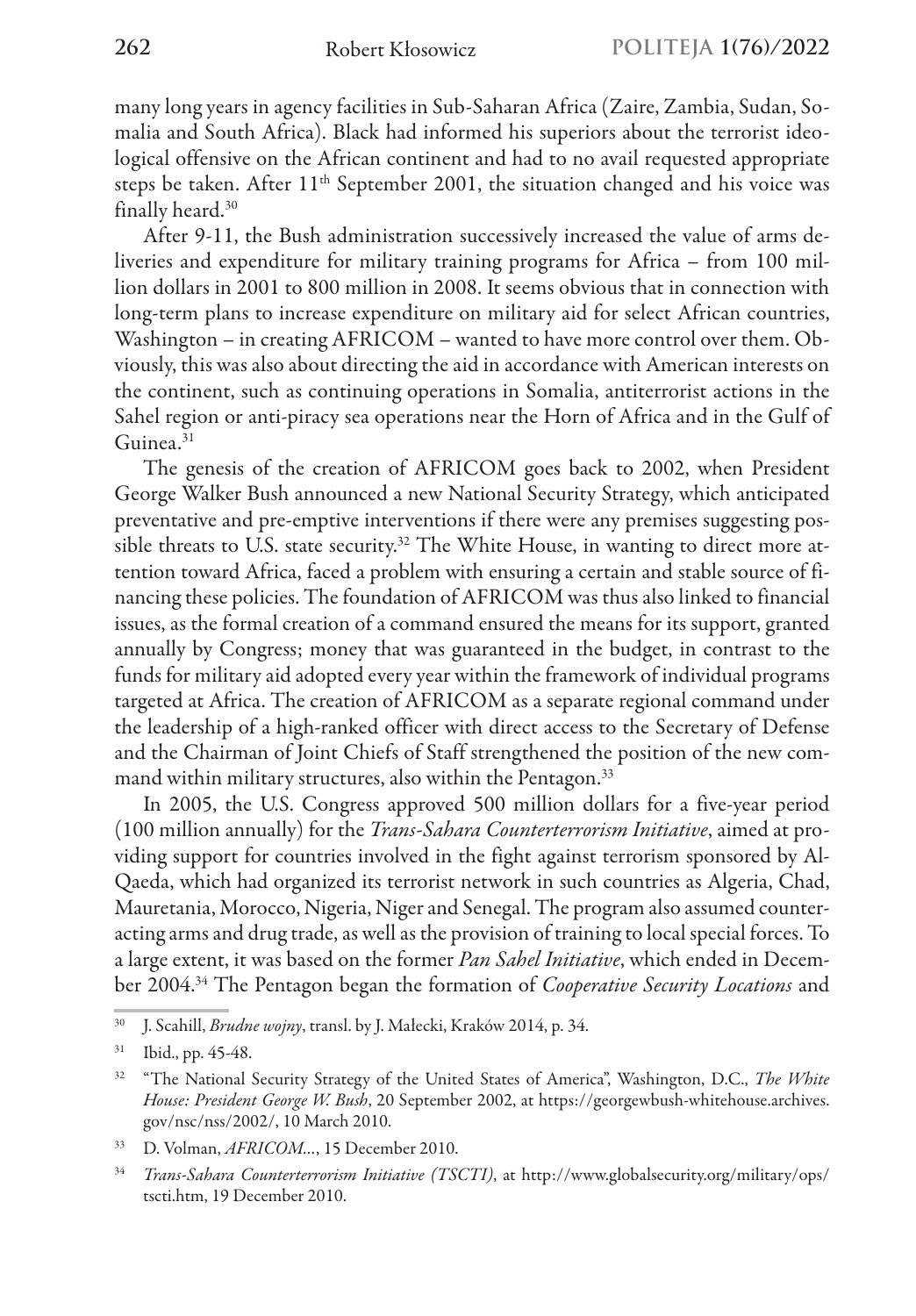many long years in agency facilities in Sub-Saharan Africa (Zaire, Zambia, Sudan, Somalia and South Africa). Black had informed his superiors about the terrorist ideological offensive on the African continent and had to no avail requested appropriate steps be taken. After 11th September 2001, the situation changed and his voice was finally heard.[30]

After 9-11, the Bush administration successively increased the value of arms deliveries and expenditure for military training programs for Africa – from 100 million dollars in 2001 to 800 million in 2008. It seems obvious that in connection with long-term plans to increase expenditure on military aid for select African countries, Washington – in creating AFRICOM – wanted to have more control over them. Obviously, this was also about directing the aid in accordance with American interests on the continent, such as continuing operations in Somalia, antiterrorist actions in the Sahel region or anti-piracy sea operations near the Horn of Africa and in the Gulf of Guinea.[31]

The genesis of the creation of AFRICOM goes back to 2002, when President George Walker Bush announced a new National Security Strategy, which anticipated preventative and pre-emptive interventions if there were any premises suggesting possible threats to U.S. state security.[32] The White House, in wanting to direct more attention toward Africa, faced a problem with ensuring a certain and stable source of financing these policies. The foundation of AFRICOM was thus also linked to financial issues, as the formal creation of a command ensured the means for its support, granted annually by Congress; money that was guaranteed in the budget, in contrast to the funds for military aid adopted every year within the framework of individual programs targeted at Africa. The creation of AFRICOM as a separate regional command under the leadership of a high-ranked officer with direct access to the Secretary of Defense and the Chairman of Joint Chiefs of Staff strengthened the position of the new command within military structures, also within the Pentagon.[33]

In 2005, the U.S. Congress approved 500 million dollars for a five-year period (100 million annually) for the *Trans-Sahara Counterterrorism Initiative*, aimed at providing support for countries involved in the fight against terrorism sponsored by Al-Qaeda, which had organized its terrorist network in such countries as Algeria, Chad, Mauretania, Morocco, Nigeria, Niger and Senegal. The program also assumed counteracting arms and drug trade, as well as the provision of training to local special forces. To a large extent, it was based on the former *Pan Sahel Initiative*, which ended in December 2004.[34] The Pentagon began the formation of *Cooperative Security Locations* and

---

[30] J. Scahill, *Brudne wojny*, transl. by J. Małecki, Kraków 2014, p. 34.

[31] Ibid., pp. 45-48.

[32] "The National Security Strategy of the United States of America", Washington, D.C., *The White House: President George W. Bush*, 20 September 2002, at https://georgewbush-whitehouse.archives.gov/nsc/nss/2002/, 10 March 2010.

[33] D. Volman, *AFRICOM…*, 15 December 2010.

[34] *Trans-Sahara Counterterrorism Initiative (TSCTI)*, at http://www.globalsecurity.org/military/ops/tscti.htm, 19 December 2010.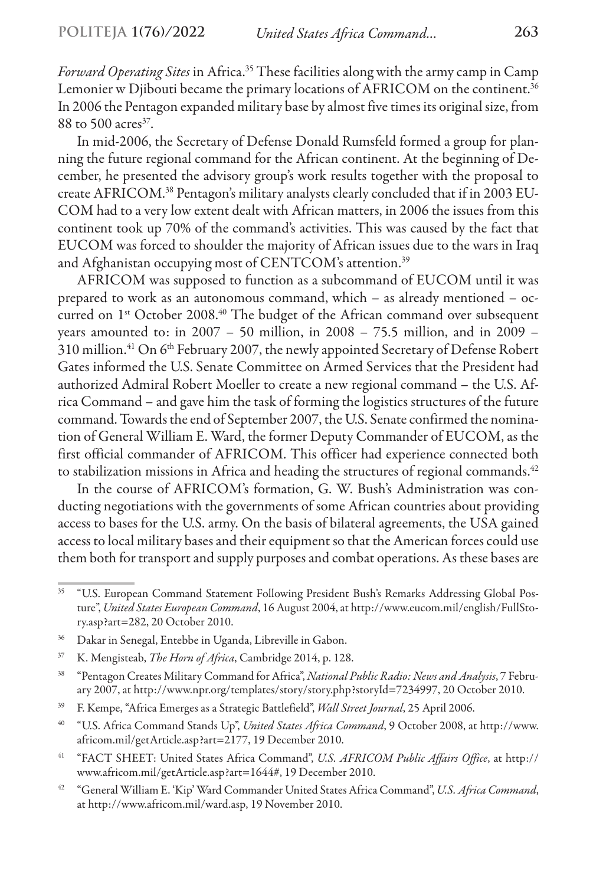*Forward Operating Sites* in Africa.[35] These facilities along with the army camp in Camp Lemonier w Djibouti became the primary locations of AFRICOM on the continent.[36] In 2006 the Pentagon expanded military base by almost five times its original size, from 88 to 500 acres[37].

In mid-2006, the Secretary of Defense Donald Rumsfeld formed a group for planning the future regional command for the African continent. At the beginning of December, he presented the advisory group's work results together with the proposal to create AFRICOM.[38] Pentagon's military analysts clearly concluded that if in 2003 EUCOM had to a very low extent dealt with African matters, in 2006 the issues from this continent took up 70% of the command's activities. This was caused by the fact that EUCOM was forced to shoulder the majority of African issues due to the wars in Iraq and Afghanistan occupying most of CENTCOM's attention.[39]

AFRICOM was supposed to function as a subcommand of EUCOM until it was prepared to work as an autonomous command, which – as already mentioned – occurred on 1st October 2008.[40] The budget of the African command over subsequent years amounted to: in 2007 – 50 million, in 2008 – 75.5 million, and in 2009 – 310 million.[41] On 6th February 2007, the newly appointed Secretary of Defense Robert Gates informed the U.S. Senate Committee on Armed Services that the President had authorized Admiral Robert Moeller to create a new regional command – the U.S. Africa Command – and gave him the task of forming the logistics structures of the future command. Towards the end of September 2007, the U.S. Senate confirmed the nomination of General William E. Ward, the former Deputy Commander of EUCOM, as the first official commander of AFRICOM. This officer had experience connected both to stabilization missions in Africa and heading the structures of regional commands.[42]

In the course of AFRICOM's formation, G. W. Bush's Administration was conducting negotiations with the governments of some African countries about providing access to bases for the U.S. army. On the basis of bilateral agreements, the USA gained access to local military bases and their equipment so that the American forces could use them both for transport and supply purposes and combat operations. As these bases are

---

35 "U.S. European Command Statement Following President Bush's Remarks Addressing Global Posture", *United States European Command*, 16 August 2004, at http://www.eucom.mil/english/FullStory.asp?art=282, 20 October 2010.

36 Dakar in Senegal, Entebbe in Uganda, Libreville in Gabon.

37 K. Mengisteab, *The Horn of Africa*, Cambridge 2014, p. 128.

38 "Pentagon Creates Military Command for Africa", *National Public Radio: News and Analysis*, 7 February 2007, at http://www.npr.org/templates/story/story.php?storyId=7234997, 20 October 2010.

39 F. Kempe, "Africa Emerges as a Strategic Battlefield", *Wall Street Journal*, 25 April 2006.

40 "U.S. Africa Command Stands Up", *United States Africa Command*, 9 October 2008, at http://www.africom.mil/getArticle.asp?art=2177, 19 December 2010.

41 "FACT SHEET: United States Africa Command", *U.S. AFRICOM Public Affairs Office*, at http://www.africom.mil/getArticle.asp?art=1644#, 19 December 2010.

42 "General William E. 'Kip' Ward Commander United States Africa Command", *U.S. Africa Command*, at http://www.africom.mil/ward.asp, 19 November 2010.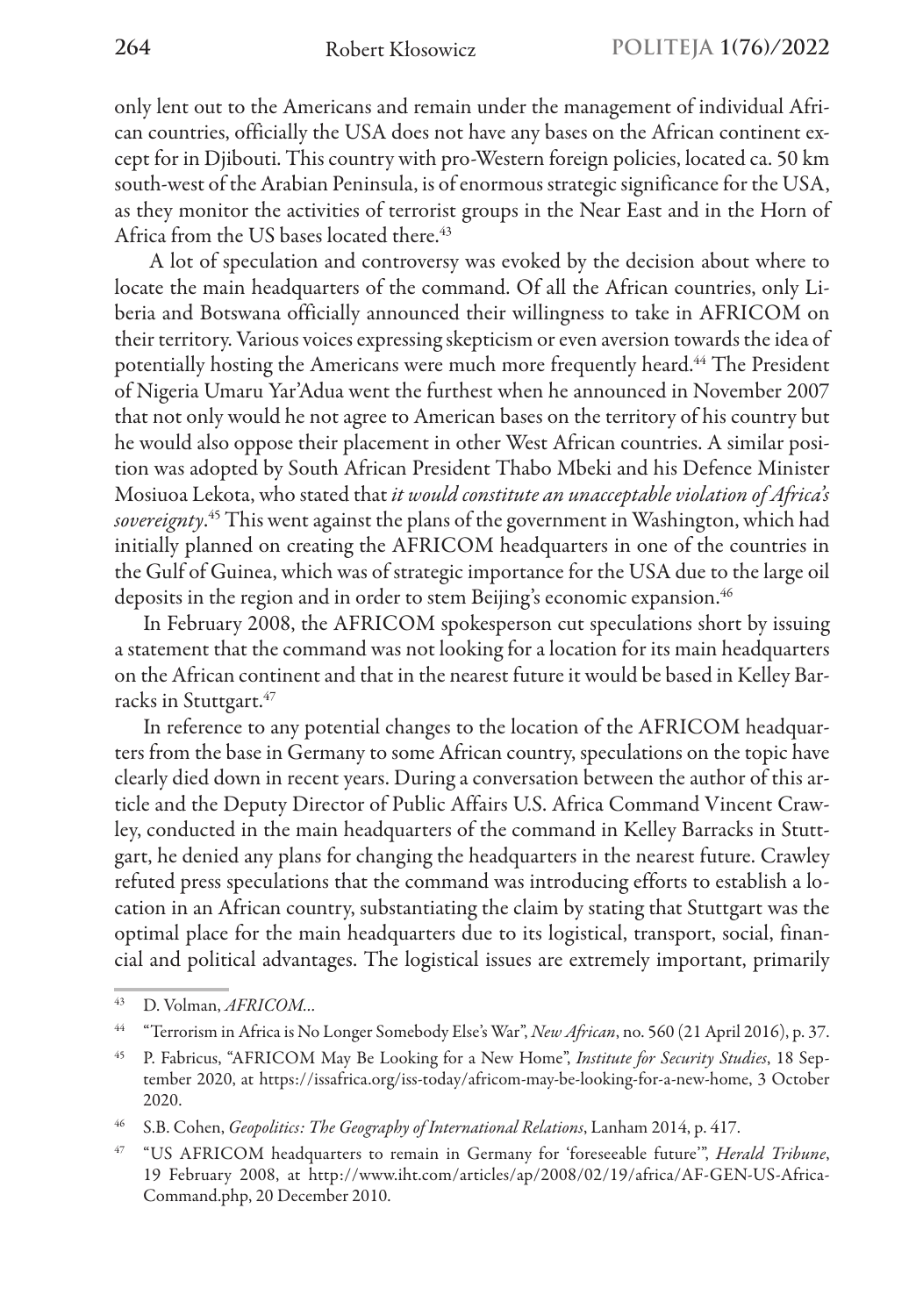only lent out to the Americans and remain under the management of individual African countries, officially the USA does not have any bases on the African continent except for in Djibouti. This country with pro-Western foreign policies, located ca. 50 km south-west of the Arabian Peninsula, is of enormous strategic significance for the USA, as they monitor the activities of terrorist groups in the Near East and in the Horn of Africa from the US bases located there.[43]

A lot of speculation and controversy was evoked by the decision about where to locate the main headquarters of the command. Of all the African countries, only Liberia and Botswana officially announced their willingness to take in AFRICOM on their territory. Various voices expressing skepticism or even aversion towards the idea of potentially hosting the Americans were much more frequently heard.[44] The President of Nigeria Umaru Yar'Adua went the furthest when he announced in November 2007 that not only would he not agree to American bases on the territory of his country but he would also oppose their placement in other West African countries. A similar position was adopted by South African President Thabo Mbeki and his Defence Minister Mosiuoa Lekota, who stated that *it would constitute an unacceptable violation of Africa's sovereignty*.[45] This went against the plans of the government in Washington, which had initially planned on creating the AFRICOM headquarters in one of the countries in the Gulf of Guinea, which was of strategic importance for the USA due to the large oil deposits in the region and in order to stem Beijing's economic expansion.[46]

In February 2008, the AFRICOM spokesperson cut speculations short by issuing a statement that the command was not looking for a location for its main headquarters on the African continent and that in the nearest future it would be based in Kelley Barracks in Stuttgart.[47]

In reference to any potential changes to the location of the AFRICOM headquarters from the base in Germany to some African country, speculations on the topic have clearly died down in recent years. During a conversation between the author of this article and the Deputy Director of Public Affairs U.S. Africa Command Vincent Crawley, conducted in the main headquarters of the command in Kelley Barracks in Stuttgart, he denied any plans for changing the headquarters in the nearest future. Crawley refuted press speculations that the command was introducing efforts to establish a location in an African country, substantiating the claim by stating that Stuttgart was the optimal place for the main headquarters due to its logistical, transport, social, financial and political advantages. The logistical issues are extremely important, primarily

---

[43] D. Volman, *AFRICOM...*

[44] "Terrorism in Africa is No Longer Somebody Else's War", *New African*, no. 560 (21 April 2016), p. 37.

[45] P. Fabricus, "AFRICOM May Be Looking for a New Home", *Institute for Security Studies*, 18 September 2020, at https://issafrica.org/iss-today/africom-may-be-looking-for-a-new-home, 3 October 2020.

[46] S.B. Cohen, *Geopolitics: The Geography of International Relations*, Lanham 2014, p. 417.

[47] "US AFRICOM headquarters to remain in Germany for 'foreseeable future'", *Herald Tribune*, 19 February 2008, at http://www.iht.com/articles/ap/2008/02/19/africa/AF-GEN-US-Africa-Command.php, 20 December 2010.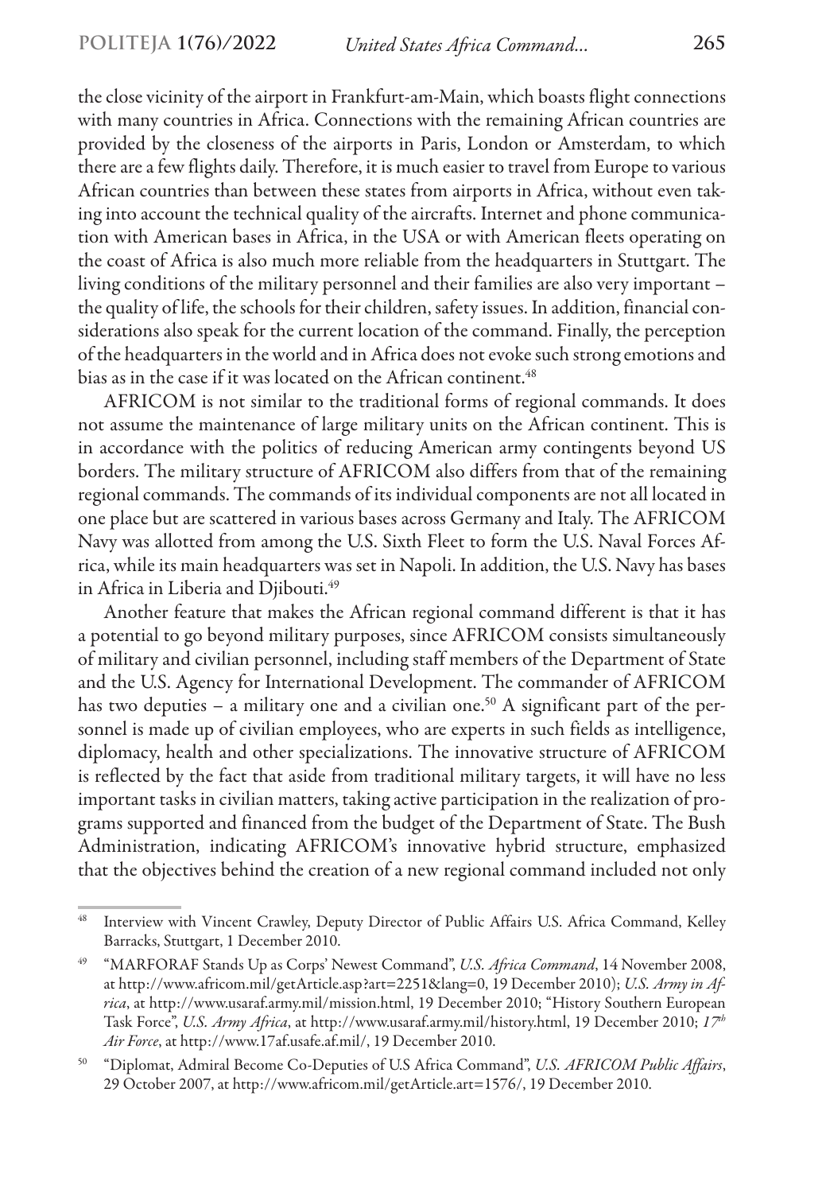the close vicinity of the airport in Frankfurt-am-Main, which boasts flight connections with many countries in Africa. Connections with the remaining African countries are provided by the closeness of the airports in Paris, London or Amsterdam, to which there are a few flights daily. Therefore, it is much easier to travel from Europe to various African countries than between these states from airports in Africa, without even taking into account the technical quality of the aircrafts. Internet and phone communication with American bases in Africa, in the USA or with American fleets operating on the coast of Africa is also much more reliable from the headquarters in Stuttgart. The living conditions of the military personnel and their families are also very important – the quality of life, the schools for their children, safety issues. In addition, financial considerations also speak for the current location of the command. Finally, the perception of the headquarters in the world and in Africa does not evoke such strong emotions and bias as in the case if it was located on the African continent.[48]

AFRICOM is not similar to the traditional forms of regional commands. It does not assume the maintenance of large military units on the African continent. This is in accordance with the politics of reducing American army contingents beyond US borders. The military structure of AFRICOM also differs from that of the remaining regional commands. The commands of its individual components are not all located in one place but are scattered in various bases across Germany and Italy. The AFRICOM Navy was allotted from among the U.S. Sixth Fleet to form the U.S. Naval Forces Africa, while its main headquarters was set in Napoli. In addition, the U.S. Navy has bases in Africa in Liberia and Djibouti.[49]

Another feature that makes the African regional command different is that it has a potential to go beyond military purposes, since AFRICOM consists simultaneously of military and civilian personnel, including staff members of the Department of State and the U.S. Agency for International Development. The commander of AFRICOM has two deputies – a military one and a civilian one.[50] A significant part of the personnel is made up of civilian employees, who are experts in such fields as intelligence, diplomacy, health and other specializations. The innovative structure of AFRICOM is reflected by the fact that aside from traditional military targets, it will have no less important tasks in civilian matters, taking active participation in the realization of programs supported and financed from the budget of the Department of State. The Bush Administration, indicating AFRICOM's innovative hybrid structure, emphasized that the objectives behind the creation of a new regional command included not only

---

[48] Interview with Vincent Crawley, Deputy Director of Public Affairs U.S. Africa Command, Kelley Barracks, Stuttgart, 1 December 2010.

[49] "MARFORAF Stands Up as Corps' Newest Command", *U.S. Africa Command*, 14 November 2008, at http://www.africom.mil/getArticle.asp?art=2251&lang=0, 19 December 2010); *U.S. Army in Africa*, at http://www.usaraf.army.mil/mission.html, 19 December 2010; "History Southern European Task Force", *U.S. Army Africa*, at http://www.usaraf.army.mil/history.html, 19 December 2010; *17th Air Force*, at http://www.17af.usafe.af.mil/, 19 December 2010.

[50] "Diplomat, Admiral Become Co-Deputies of U.S Africa Command", *U.S. AFRICOM Public Affairs*, 29 October 2007, at http://www.africom.mil/getArticle.art=1576/, 19 December 2010.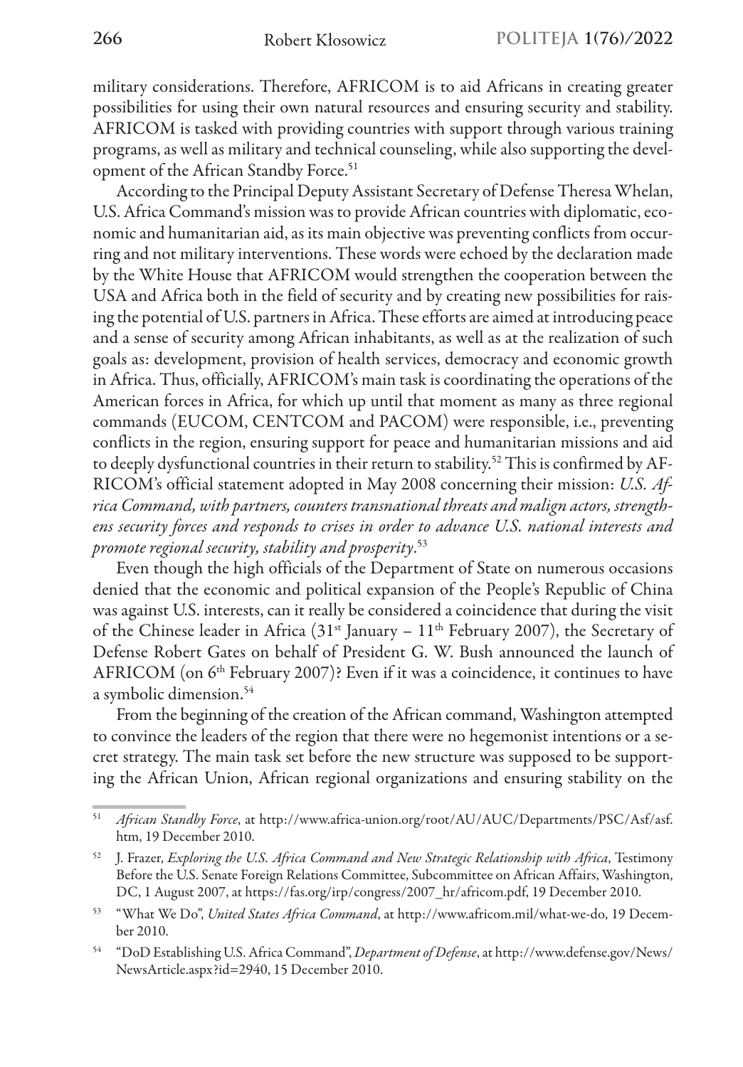military considerations. Therefore, AFRICOM is to aid Africans in creating greater possibilities for using their own natural resources and ensuring security and stability. AFRICOM is tasked with providing countries with support through various training programs, as well as military and technical counseling, while also supporting the development of the African Standby Force.[51]

According to the Principal Deputy Assistant Secretary of Defense Theresa Whelan, U.S. Africa Command's mission was to provide African countries with diplomatic, economic and humanitarian aid, as its main objective was preventing conflicts from occurring and not military interventions. These words were echoed by the declaration made by the White House that AFRICOM would strengthen the cooperation between the USA and Africa both in the field of security and by creating new possibilities for raising the potential of U.S. partners in Africa. These efforts are aimed at introducing peace and a sense of security among African inhabitants, as well as at the realization of such goals as: development, provision of health services, democracy and economic growth in Africa. Thus, officially, AFRICOM's main task is coordinating the operations of the American forces in Africa, for which up until that moment as many as three regional commands (EUCOM, CENTCOM and PACOM) were responsible, i.e., preventing conflicts in the region, ensuring support for peace and humanitarian missions and aid to deeply dysfunctional countries in their return to stability.[52] This is confirmed by AFRICOM's official statement adopted in May 2008 concerning their mission: *U.S. Africa Command, with partners, counters transnational threats and malign actors, strengthens security forces and responds to crises in order to advance U.S. national interests and promote regional security, stability and prosperity*.[53]

Even though the high officials of the Department of State on numerous occasions denied that the economic and political expansion of the People's Republic of China was against U.S. interests, can it really be considered a coincidence that during the visit of the Chinese leader in Africa (31st January – 11th February 2007), the Secretary of Defense Robert Gates on behalf of President G. W. Bush announced the launch of AFRICOM (on 6th February 2007)? Even if it was a coincidence, it continues to have a symbolic dimension.[54]

From the beginning of the creation of the African command, Washington attempted to convince the leaders of the region that there were no hegemonist intentions or a secret strategy. The main task set before the new structure was supposed to be supporting the African Union, African regional organizations and ensuring stability on the

---

[51] *African Standby Force*, at http://www.africa-union.org/root/AU/AUC/Departments/PSC/Asf/asf.htm, 19 December 2010.

[52] J. Frazer, *Exploring the U.S. Africa Command and New Strategic Relationship with Africa*, Testimony Before the U.S. Senate Foreign Relations Committee, Subcommittee on African Affairs, Washington, DC, 1 August 2007, at https://fas.org/irp/congress/2007_hr/africom.pdf, 19 December 2010.

[53] "What We Do", *United States Africa Command*, at http://www.africom.mil/what-we-do, 19 December 2010.

[54] "DoD Establishing U.S. Africa Command", *Department of Defense*, at http://www.defense.gov/News/NewsArticle.aspx?id=2940, 15 December 2010.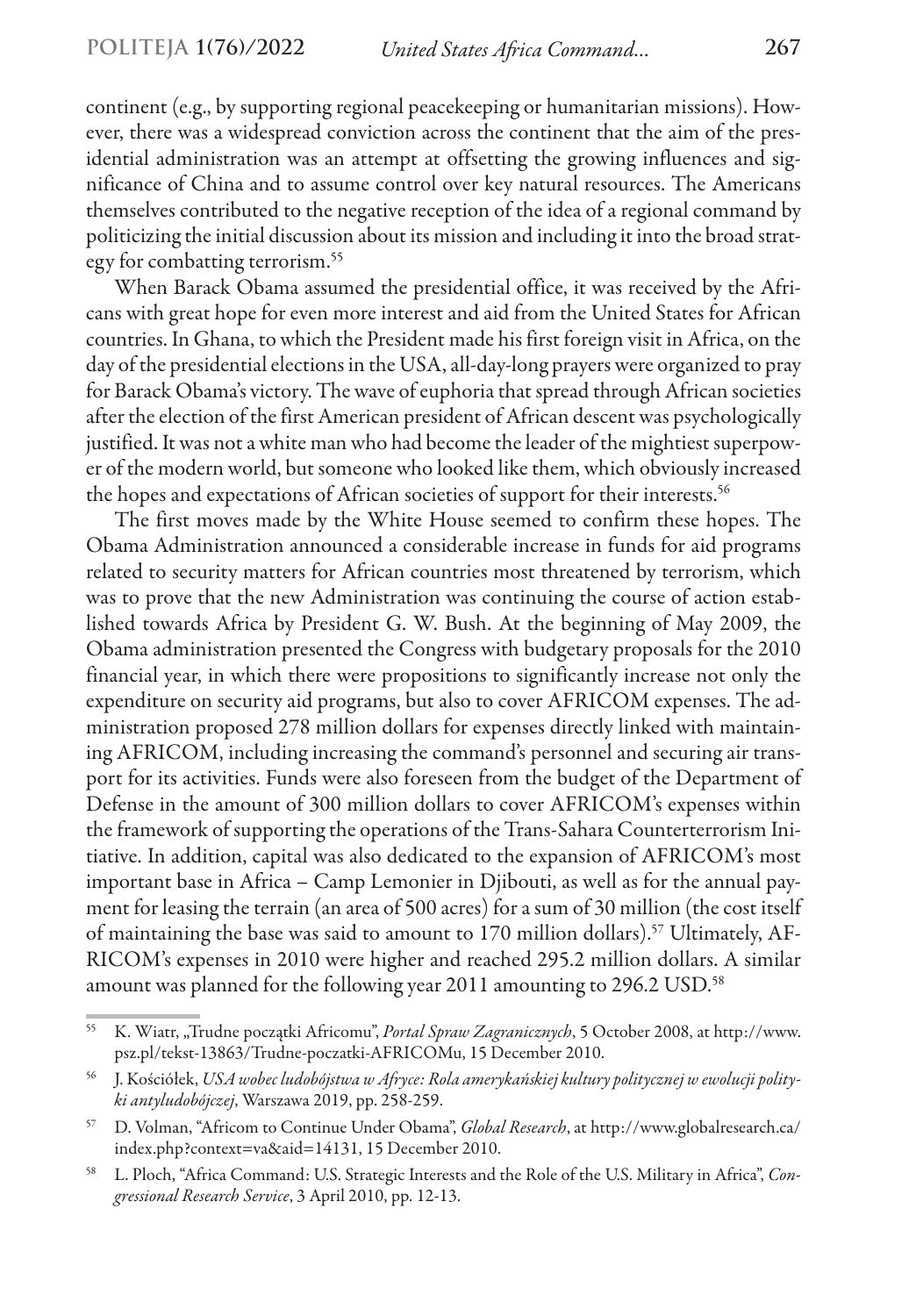continent (e.g., by supporting regional peacekeeping or humanitarian missions). However, there was a widespread conviction across the continent that the aim of the presidential administration was an attempt at offsetting the growing influences and significance of China and to assume control over key natural resources. The Americans themselves contributed to the negative reception of the idea of a regional command by politicizing the initial discussion about its mission and including it into the broad strategy for combatting terrorism.[55]

When Barack Obama assumed the presidential office, it was received by the Africans with great hope for even more interest and aid from the United States for African countries. In Ghana, to which the President made his first foreign visit in Africa, on the day of the presidential elections in the USA, all-day-long prayers were organized to pray for Barack Obama's victory. The wave of euphoria that spread through African societies after the election of the first American president of African descent was psychologically justified. It was not a white man who had become the leader of the mightiest superpower of the modern world, but someone who looked like them, which obviously increased the hopes and expectations of African societies of support for their interests.[56]

The first moves made by the White House seemed to confirm these hopes. The Obama Administration announced a considerable increase in funds for aid programs related to security matters for African countries most threatened by terrorism, which was to prove that the new Administration was continuing the course of action established towards Africa by President G. W. Bush. At the beginning of May 2009, the Obama administration presented the Congress with budgetary proposals for the 2010 financial year, in which there were propositions to significantly increase not only the expenditure on security aid programs, but also to cover AFRICOM expenses. The administration proposed 278 million dollars for expenses directly linked with maintaining AFRICOM, including increasing the command's personnel and securing air transport for its activities. Funds were also foreseen from the budget of the Department of Defense in the amount of 300 million dollars to cover AFRICOM's expenses within the framework of supporting the operations of the Trans-Sahara Counterterrorism Initiative. In addition, capital was also dedicated to the expansion of AFRICOM's most important base in Africa – Camp Lemonier in Djibouti, as well as for the annual payment for leasing the terrain (an area of 500 acres) for a sum of 30 million (the cost itself of maintaining the base was said to amount to 170 million dollars).[57] Ultimately, AFRICOM's expenses in 2010 were higher and reached 295.2 million dollars. A similar amount was planned for the following year 2011 amounting to 296.2 USD.[58]

---

[55] K. Wiatr, „Trudne początki Africomu", *Portal Spraw Zagranicznych*, 5 October 2008, at http://www.psz.pl/tekst-13863/Trudne-poczatki-AFRICOMu, 15 December 2010.

[56] J. Kościółek, *USA wobec ludobójstwa w Afryce: Rola amerykańskiej kultury politycznej w ewolucji polityki antyludobójczej*, Warszawa 2019, pp. 258-259.

[57] D. Volman, "Africom to Continue Under Obama", *Global Research*, at http://www.globalresearch.ca/index.php?context=va&aid=14131, 15 December 2010.

[58] L. Ploch, "Africa Command: U.S. Strategic Interests and the Role of the U.S. Military in Africa", *Congressional Research Service*, 3 April 2010, pp. 12-13.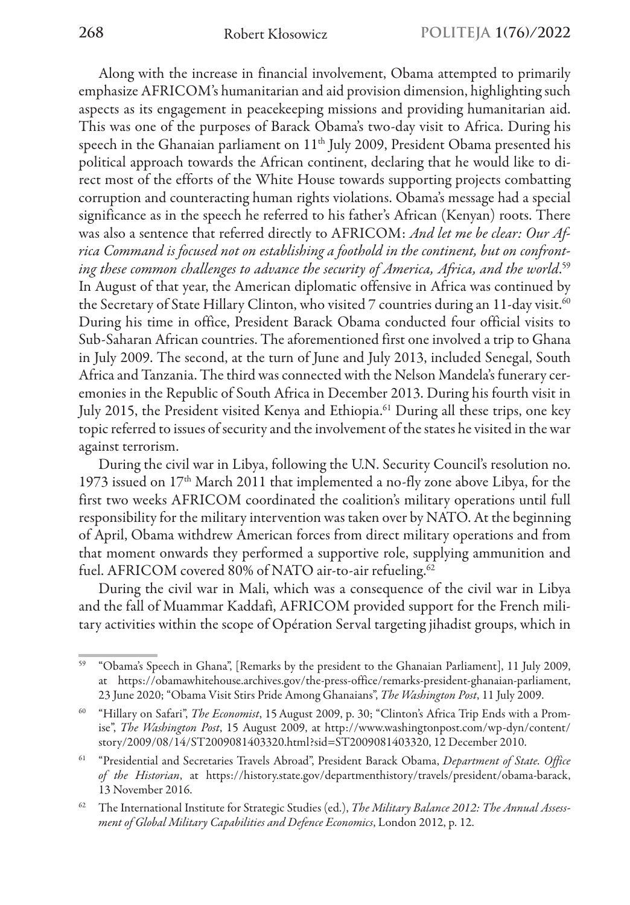Along with the increase in financial involvement, Obama attempted to primarily emphasize AFRICOM's humanitarian and aid provision dimension, highlighting such aspects as its engagement in peacekeeping missions and providing humanitarian aid. This was one of the purposes of Barack Obama's two-day visit to Africa. During his speech in the Ghanaian parliament on 11th July 2009, President Obama presented his political approach towards the African continent, declaring that he would like to direct most of the efforts of the White House towards supporting projects combatting corruption and counteracting human rights violations. Obama's message had a special significance as in the speech he referred to his father's African (Kenyan) roots. There was also a sentence that referred directly to AFRICOM: *And let me be clear: Our Africa Command is focused not on establishing a foothold in the continent, but on confronting these common challenges to advance the security of America, Africa, and the world*.[59] In August of that year, the American diplomatic offensive in Africa was continued by the Secretary of State Hillary Clinton, who visited 7 countries during an 11-day visit.[60] During his time in office, President Barack Obama conducted four official visits to Sub-Saharan African countries. The aforementioned first one involved a trip to Ghana in July 2009. The second, at the turn of June and July 2013, included Senegal, South Africa and Tanzania. The third was connected with the Nelson Mandela's funerary ceremonies in the Republic of South Africa in December 2013. During his fourth visit in July 2015, the President visited Kenya and Ethiopia.[61] During all these trips, one key topic referred to issues of security and the involvement of the states he visited in the war against terrorism.

During the civil war in Libya, following the U.N. Security Council's resolution no. 1973 issued on 17th March 2011 that implemented a no-fly zone above Libya, for the first two weeks AFRICOM coordinated the coalition's military operations until full responsibility for the military intervention was taken over by NATO. At the beginning of April, Obama withdrew American forces from direct military operations and from that moment onwards they performed a supportive role, supplying ammunition and fuel. AFRICOM covered 80% of NATO air-to-air refueling.[62]

During the civil war in Mali, which was a consequence of the civil war in Libya and the fall of Muammar Kaddafi, AFRICOM provided support for the French military activities within the scope of Opération Serval targeting jihadist groups, which in

---

[59] "Obama's Speech in Ghana", [Remarks by the president to the Ghanaian Parliament], 11 July 2009, at https://obamawhitehouse.archives.gov/the-press-office/remarks-president-ghanaian-parliament, 23 June 2020; "Obama Visit Stirs Pride Among Ghanaians", *The Washington Post*, 11 July 2009.

[60] "Hillary on Safari", *The Economist*, 15 August 2009, p. 30; "Clinton's Africa Trip Ends with a Promise", *The Washington Post*, 15 August 2009, at http://www.washingtonpost.com/wp-dyn/content/story/2009/08/14/ST2009081403320.html?sid=ST2009081403320, 12 December 2010.

[61] "Presidential and Secretaries Travels Abroad", President Barack Obama, *Department of State. Office of the Historian*, at https://history.state.gov/departmenthistory/travels/president/obama-barack, 13 November 2016.

[62] The International Institute for Strategic Studies (ed.), *The Military Balance 2012: The Annual Assessment of Global Military Capabilities and Defence Economics*, London 2012, p. 12.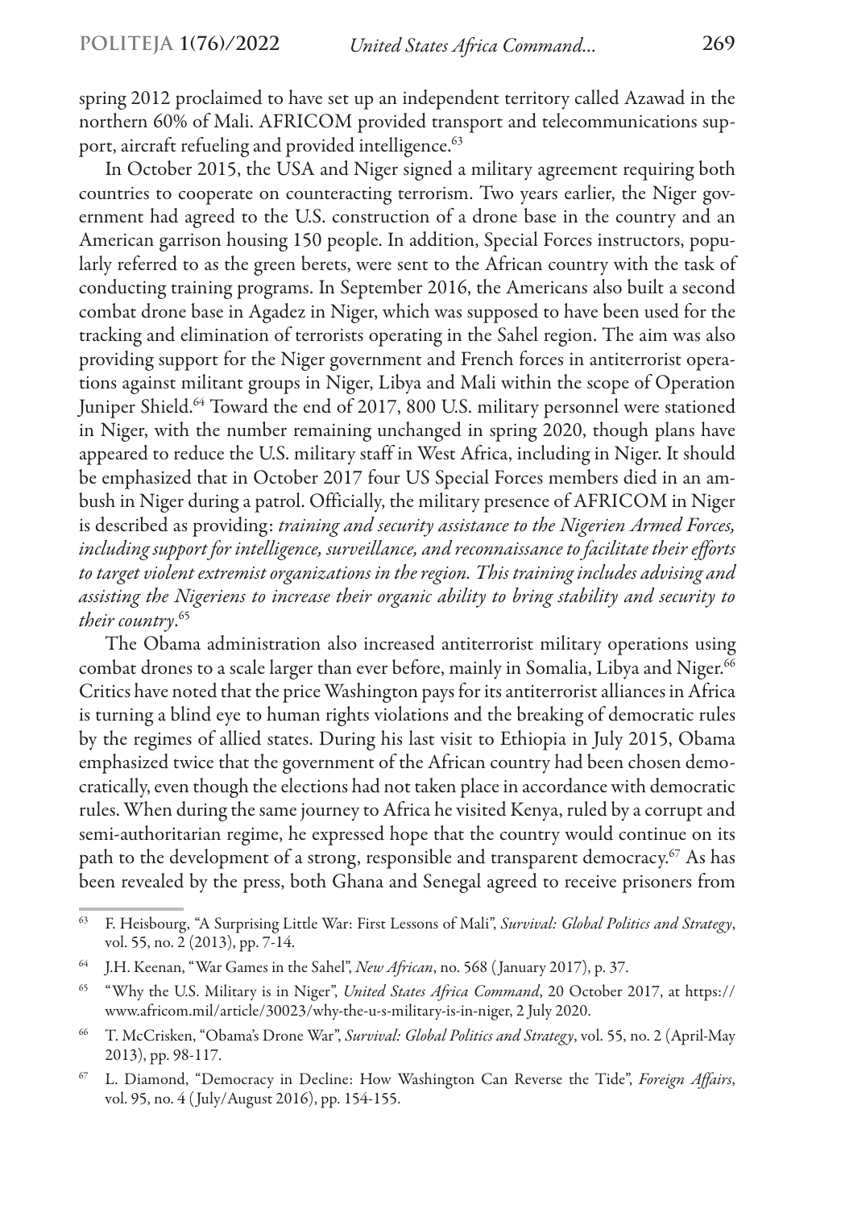spring 2012 proclaimed to have set up an independent territory called Azawad in the northern 60% of Mali. AFRICOM provided transport and telecommunications support, aircraft refueling and provided intelligence.[63]

In October 2015, the USA and Niger signed a military agreement requiring both countries to cooperate on counteracting terrorism. Two years earlier, the Niger government had agreed to the U.S. construction of a drone base in the country and an American garrison housing 150 people. In addition, Special Forces instructors, popularly referred to as the green berets, were sent to the African country with the task of conducting training programs. In September 2016, the Americans also built a second combat drone base in Agadez in Niger, which was supposed to have been used for the tracking and elimination of terrorists operating in the Sahel region. The aim was also providing support for the Niger government and French forces in antiterrorist operations against militant groups in Niger, Libya and Mali within the scope of Operation Juniper Shield.[64] Toward the end of 2017, 800 U.S. military personnel were stationed in Niger, with the number remaining unchanged in spring 2020, though plans have appeared to reduce the U.S. military staff in West Africa, including in Niger. It should be emphasized that in October 2017 four US Special Forces members died in an ambush in Niger during a patrol. Officially, the military presence of AFRICOM in Niger is described as providing: *training and security assistance to the Nigerien Armed Forces, including support for intelligence, surveillance, and reconnaissance to facilitate their efforts to target violent extremist organizations in the region. This training includes advising and assisting the Nigeriens to increase their organic ability to bring stability and security to their country*.[65]

The Obama administration also increased antiterrorist military operations using combat drones to a scale larger than ever before, mainly in Somalia, Libya and Niger.[66] Critics have noted that the price Washington pays for its antiterrorist alliances in Africa is turning a blind eye to human rights violations and the breaking of democratic rules by the regimes of allied states. During his last visit to Ethiopia in July 2015, Obama emphasized twice that the government of the African country had been chosen democratically, even though the elections had not taken place in accordance with democratic rules. When during the same journey to Africa he visited Kenya, ruled by a corrupt and semi-authoritarian regime, he expressed hope that the country would continue on its path to the development of a strong, responsible and transparent democracy.[67] As has been revealed by the press, both Ghana and Senegal agreed to receive prisoners from

---

[63] F. Heisbourg, "A Surprising Little War: First Lessons of Mali", *Survival: Global Politics and Strategy*, vol. 55, no. 2 (2013), pp. 7-14.

[64] J.H. Keenan, "War Games in the Sahel", *New African*, no. 568 (January 2017), p. 37.

[65] "Why the U.S. Military is in Niger", *United States Africa Command*, 20 October 2017, at https://www.africom.mil/article/30023/why-the-u-s-military-is-in-niger, 2 July 2020.

[66] T. McCrisken, "Obama's Drone War", *Survival: Global Politics and Strategy*, vol. 55, no. 2 (April-May 2013), pp. 98-117.

[67] L. Diamond, "Democracy in Decline: How Washington Can Reverse the Tide", *Foreign Affairs*, vol. 95, no. 4 (July/August 2016), pp. 154-155.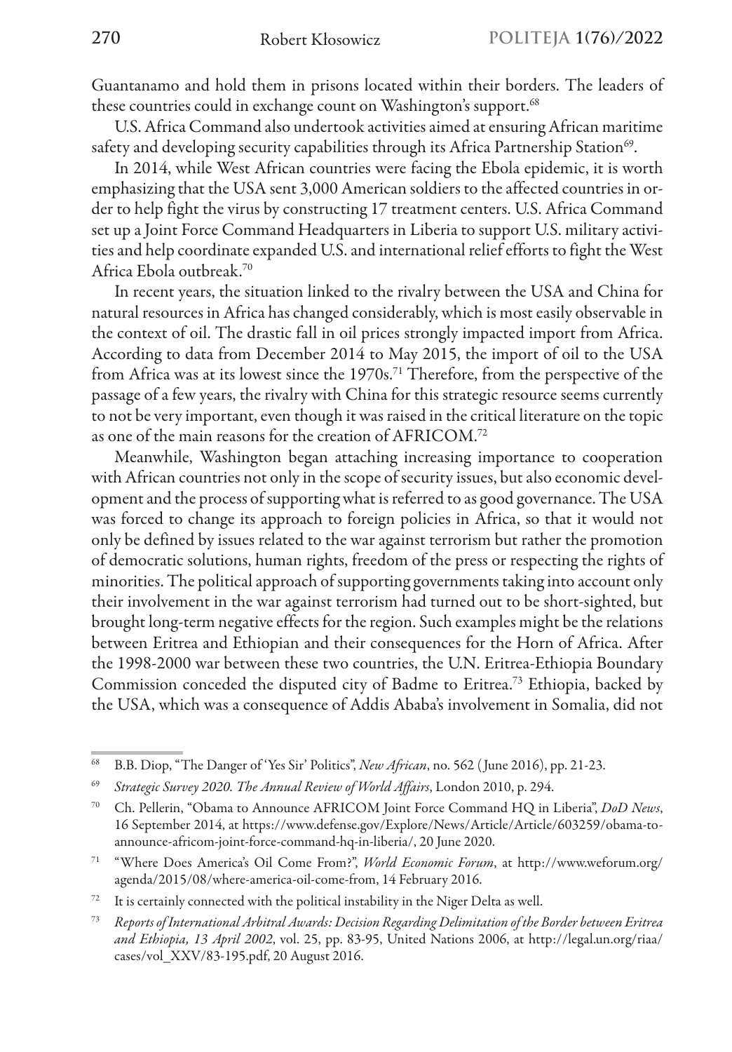Guantanamo and hold them in prisons located within their borders. The leaders of these countries could in exchange count on Washington's support.[68]

U.S. Africa Command also undertook activities aimed at ensuring African maritime safety and developing security capabilities through its Africa Partnership Station[69].

In 2014, while West African countries were facing the Ebola epidemic, it is worth emphasizing that the USA sent 3,000 American soldiers to the affected countries in order to help fight the virus by constructing 17 treatment centers. U.S. Africa Command set up a Joint Force Command Headquarters in Liberia to support U.S. military activities and help coordinate expanded U.S. and international relief efforts to fight the West Africa Ebola outbreak.[70]

In recent years, the situation linked to the rivalry between the USA and China for natural resources in Africa has changed considerably, which is most easily observable in the context of oil. The drastic fall in oil prices strongly impacted import from Africa. According to data from December 2014 to May 2015, the import of oil to the USA from Africa was at its lowest since the 1970s.[71] Therefore, from the perspective of the passage of a few years, the rivalry with China for this strategic resource seems currently to not be very important, even though it was raised in the critical literature on the topic as one of the main reasons for the creation of AFRICOM.[72]

Meanwhile, Washington began attaching increasing importance to cooperation with African countries not only in the scope of security issues, but also economic development and the process of supporting what is referred to as good governance. The USA was forced to change its approach to foreign policies in Africa, so that it would not only be defined by issues related to the war against terrorism but rather the promotion of democratic solutions, human rights, freedom of the press or respecting the rights of minorities. The political approach of supporting governments taking into account only their involvement in the war against terrorism had turned out to be short-sighted, but brought long-term negative effects for the region. Such examples might be the relations between Eritrea and Ethiopian and their consequences for the Horn of Africa. After the 1998-2000 war between these two countries, the U.N. Eritrea-Ethiopia Boundary Commission conceded the disputed city of Badme to Eritrea.[73] Ethiopia, backed by the USA, which was a consequence of Addis Ababa's involvement in Somalia, did not

---

[68] B.B. Diop, "The Danger of 'Yes Sir' Politics", *New African*, no. 562 (June 2016), pp. 21-23.

[69] *Strategic Survey 2020. The Annual Review of World Affairs*, London 2010, p. 294.

[70] Ch. Pellerin, "Obama to Announce AFRICOM Joint Force Command HQ in Liberia", *DoD News*, 16 September 2014, at https://www.defense.gov/Explore/News/Article/Article/603259/obama-to-announce-africom-joint-force-command-hq-in-liberia/, 20 June 2020.

[71] "Where Does America's Oil Come From?", *World Economic Forum*, at http://www.weforum.org/agenda/2015/08/where-america-oil-come-from, 14 February 2016.

[72] It is certainly connected with the political instability in the Niger Delta as well.

[73] *Reports of International Arbitral Awards: Decision Regarding Delimitation of the Border between Eritrea and Ethiopia, 13 April 2002*, vol. 25, pp. 83-95, United Nations 2006, at http://legal.un.org/riaa/cases/vol_XXV/83-195.pdf, 20 August 2016.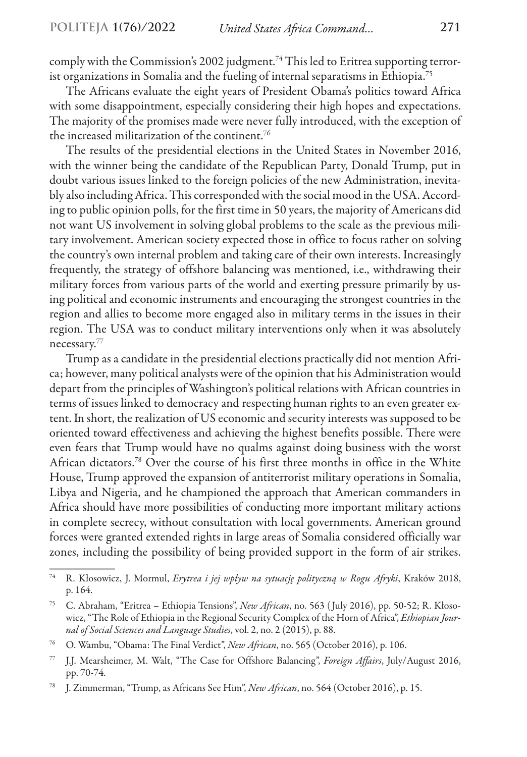comply with the Commission's 2002 judgment.[74] This led to Eritrea supporting terrorist organizations in Somalia and the fueling of internal separatisms in Ethiopia.[75]

The Africans evaluate the eight years of President Obama's politics toward Africa with some disappointment, especially considering their high hopes and expectations. The majority of the promises made were never fully introduced, with the exception of the increased militarization of the continent.[76]

The results of the presidential elections in the United States in November 2016, with the winner being the candidate of the Republican Party, Donald Trump, put in doubt various issues linked to the foreign policies of the new Administration, inevitably also including Africa. This corresponded with the social mood in the USA. According to public opinion polls, for the first time in 50 years, the majority of Americans did not want US involvement in solving global problems to the scale as the previous military involvement. American society expected those in office to focus rather on solving the country's own internal problem and taking care of their own interests. Increasingly frequently, the strategy of offshore balancing was mentioned, i.e., withdrawing their military forces from various parts of the world and exerting pressure primarily by using political and economic instruments and encouraging the strongest countries in the region and allies to become more engaged also in military terms in the issues in their region. The USA was to conduct military interventions only when it was absolutely necessary.[77]

Trump as a candidate in the presidential elections practically did not mention Africa; however, many political analysts were of the opinion that his Administration would depart from the principles of Washington's political relations with African countries in terms of issues linked to democracy and respecting human rights to an even greater extent. In short, the realization of US economic and security interests was supposed to be oriented toward effectiveness and achieving the highest benefits possible. There were even fears that Trump would have no qualms against doing business with the worst African dictators.[78] Over the course of his first three months in office in the White House, Trump approved the expansion of antiterrorist military operations in Somalia, Libya and Nigeria, and he championed the approach that American commanders in Africa should have more possibilities of conducting more important military actions in complete secrecy, without consultation with local governments. American ground forces were granted extended rights in large areas of Somalia considered officially war zones, including the possibility of being provided support in the form of air strikes.

---

[74] R. Kłosowicz, J. Mormul, *Erytrea i jej wpływ na sytuację polityczną w Rogu Afryki*, Kraków 2018, p. 164.

[75] C. Abraham, "Eritrea – Ethiopia Tensions", *New African*, no. 563 (July 2016), pp. 50-52; R. Kłosowicz, "The Role of Ethiopia in the Regional Security Complex of the Horn of Africa", *Ethiopian Journal of Social Sciences and Language Studies*, vol. 2, no. 2 (2015), p. 88.

[76] O. Wambu, "Obama: The Final Verdict", *New African*, no. 565 (October 2016), p. 106.

[77] J.J. Mearsheimer, M. Walt, "The Case for Offshore Balancing", *Foreign Affairs*, July/August 2016, pp. 70-74.

[78] J. Zimmerman, "Trump, as Africans See Him", *New African*, no. 564 (October 2016), p. 15.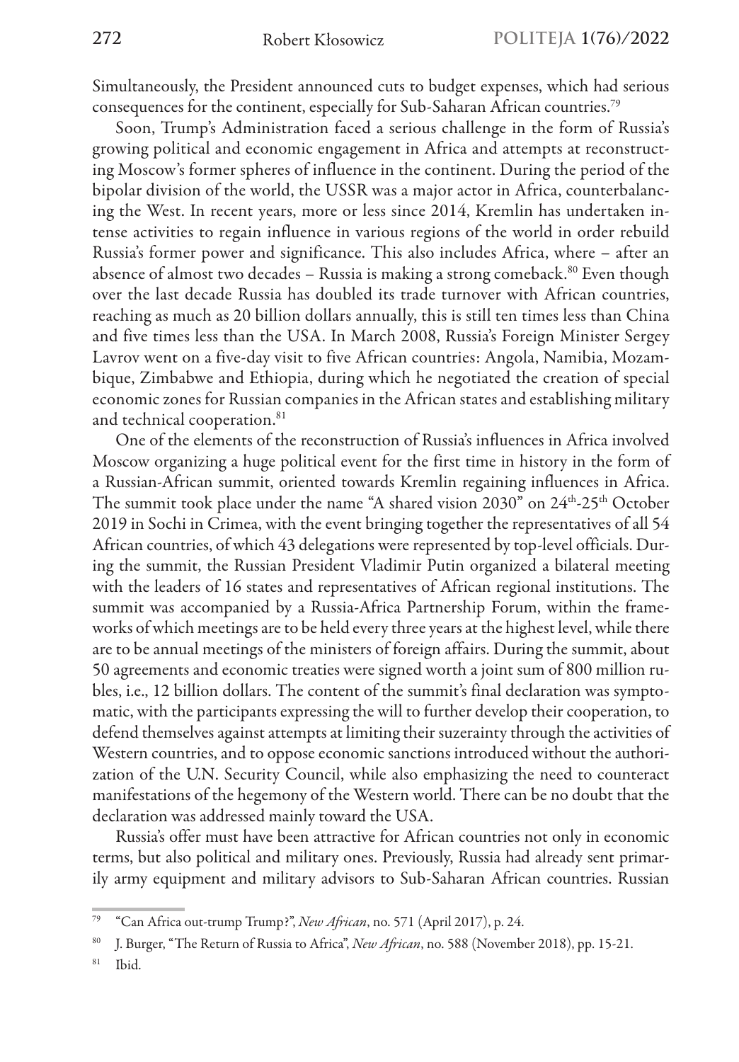Simultaneously, the President announced cuts to budget expenses, which had serious consequences for the continent, especially for Sub-Saharan African countries.[79]

Soon, Trump's Administration faced a serious challenge in the form of Russia's growing political and economic engagement in Africa and attempts at reconstructing Moscow's former spheres of influence in the continent. During the period of the bipolar division of the world, the USSR was a major actor in Africa, counterbalancing the West. In recent years, more or less since 2014, Kremlin has undertaken intense activities to regain influence in various regions of the world in order rebuild Russia's former power and significance. This also includes Africa, where – after an absence of almost two decades – Russia is making a strong comeback.[80] Even though over the last decade Russia has doubled its trade turnover with African countries, reaching as much as 20 billion dollars annually, this is still ten times less than China and five times less than the USA. In March 2008, Russia's Foreign Minister Sergey Lavrov went on a five-day visit to five African countries: Angola, Namibia, Mozambique, Zimbabwe and Ethiopia, during which he negotiated the creation of special economic zones for Russian companies in the African states and establishing military and technical cooperation.[81]

One of the elements of the reconstruction of Russia's influences in Africa involved Moscow organizing a huge political event for the first time in history in the form of a Russian-African summit, oriented towards Kremlin regaining influences in Africa. The summit took place under the name "A shared vision 2030" on 24th-25th October 2019 in Sochi in Crimea, with the event bringing together the representatives of all 54 African countries, of which 43 delegations were represented by top-level officials. During the summit, the Russian President Vladimir Putin organized a bilateral meeting with the leaders of 16 states and representatives of African regional institutions. The summit was accompanied by a Russia-Africa Partnership Forum, within the frameworks of which meetings are to be held every three years at the highest level, while there are to be annual meetings of the ministers of foreign affairs. During the summit, about 50 agreements and economic treaties were signed worth a joint sum of 800 million rubles, i.e., 12 billion dollars. The content of the summit's final declaration was symptomatic, with the participants expressing the will to further develop their cooperation, to defend themselves against attempts at limiting their suzerainty through the activities of Western countries, and to oppose economic sanctions introduced without the authorization of the U.N. Security Council, while also emphasizing the need to counteract manifestations of the hegemony of the Western world. There can be no doubt that the declaration was addressed mainly toward the USA.

Russia's offer must have been attractive for African countries not only in economic terms, but also political and military ones. Previously, Russia had already sent primarily army equipment and military advisors to Sub-Saharan African countries. Russian

[79] "Can Africa out-trump Trump?", *New African*, no. 571 (April 2017), p. 24.

[80] J. Burger, "The Return of Russia to Africa", *New African*, no. 588 (November 2018), pp. 15-21.

[81] Ibid.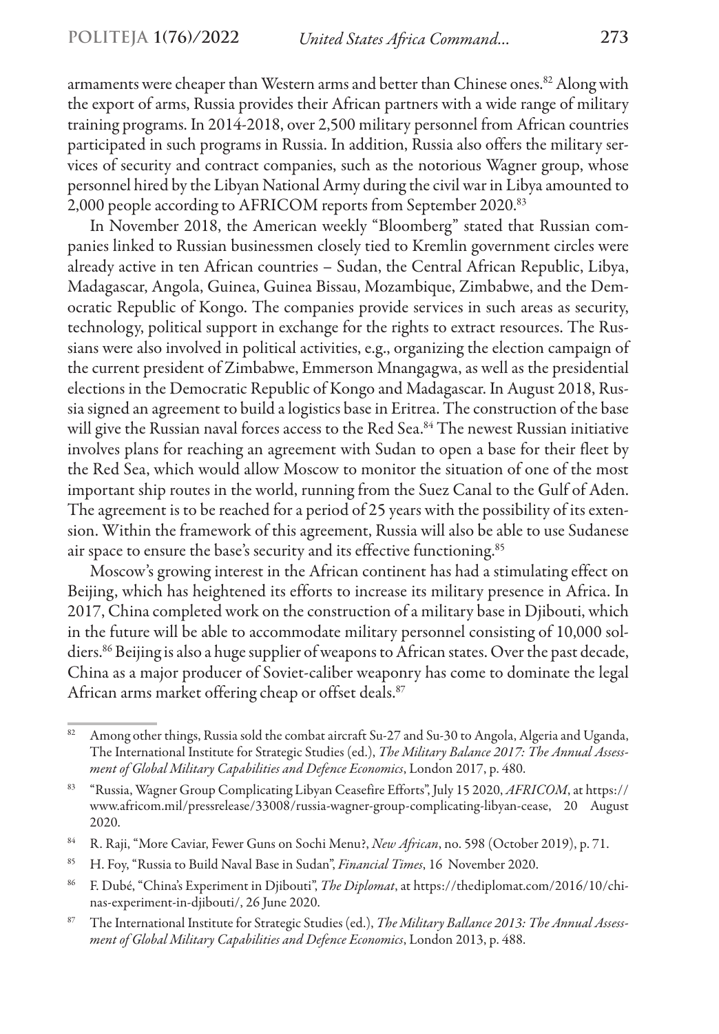armaments were cheaper than Western arms and better than Chinese ones.[82] Along with the export of arms, Russia provides their African partners with a wide range of military training programs. In 2014-2018, over 2,500 military personnel from African countries participated in such programs in Russia. In addition, Russia also offers the military services of security and contract companies, such as the notorious Wagner group, whose personnel hired by the Libyan National Army during the civil war in Libya amounted to 2,000 people according to AFRICOM reports from September 2020.[83]

In November 2018, the American weekly "Bloomberg" stated that Russian companies linked to Russian businessmen closely tied to Kremlin government circles were already active in ten African countries – Sudan, the Central African Republic, Libya, Madagascar, Angola, Guinea, Guinea Bissau, Mozambique, Zimbabwe, and the Democratic Republic of Kongo. The companies provide services in such areas as security, technology, political support in exchange for the rights to extract resources. The Russians were also involved in political activities, e.g., organizing the election campaign of the current president of Zimbabwe, Emmerson Mnangagwa, as well as the presidential elections in the Democratic Republic of Kongo and Madagascar. In August 2018, Russia signed an agreement to build a logistics base in Eritrea. The construction of the base will give the Russian naval forces access to the Red Sea.[84] The newest Russian initiative involves plans for reaching an agreement with Sudan to open a base for their fleet by the Red Sea, which would allow Moscow to monitor the situation of one of the most important ship routes in the world, running from the Suez Canal to the Gulf of Aden. The agreement is to be reached for a period of 25 years with the possibility of its extension. Within the framework of this agreement, Russia will also be able to use Sudanese air space to ensure the base's security and its effective functioning.[85]

Moscow's growing interest in the African continent has had a stimulating effect on Beijing, which has heightened its efforts to increase its military presence in Africa. In 2017, China completed work on the construction of a military base in Djibouti, which in the future will be able to accommodate military personnel consisting of 10,000 soldiers.[86] Beijing is also a huge supplier of weapons to African states. Over the past decade, China as a major producer of Soviet-caliber weaponry has come to dominate the legal African arms market offering cheap or offset deals.[87]

---

[82] Among other things, Russia sold the combat aircraft Su-27 and Su-30 to Angola, Algeria and Uganda, The International Institute for Strategic Studies (ed.), *The Military Balance 2017: The Annual Assessment of Global Military Capabilities and Defence Economics*, London 2017, p. 480.

[83] "Russia, Wagner Group Complicating Libyan Ceasefire Efforts", July 15 2020, *AFRICOM*, at https://www.africom.mil/pressrelease/33008/russia-wagner-group-complicating-libyan-cease, 20 August 2020.

[84] R. Raji, "More Caviar, Fewer Guns on Sochi Menu?, *New African*, no. 598 (October 2019), p. 71.

[85] H. Foy, "Russia to Build Naval Base in Sudan", *Financial Times*, 16 November 2020.

[86] F. Dubé, "China's Experiment in Djibouti", *The Diplomat*, at https://thediplomat.com/2016/10/chinas-experiment-in-djibouti/, 26 June 2020.

[87] The International Institute for Strategic Studies (ed.), *The Military Ballance 2013: The Annual Assessment of Global Military Capabilities and Defence Economics*, London 2013, p. 488.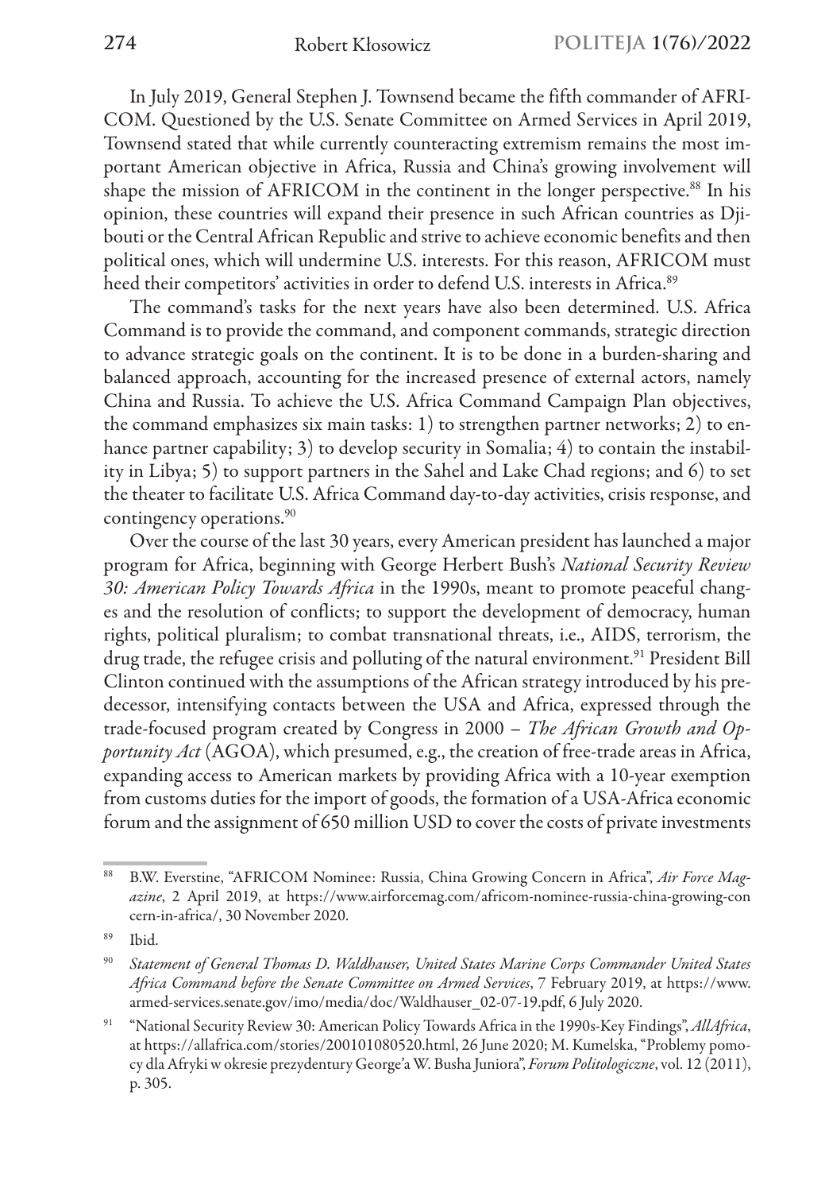In July 2019, General Stephen J. Townsend became the fifth commander of AFRICOM. Questioned by the U.S. Senate Committee on Armed Services in April 2019, Townsend stated that while currently counteracting extremism remains the most important American objective in Africa, Russia and China's growing involvement will shape the mission of AFRICOM in the continent in the longer perspective.[88] In his opinion, these countries will expand their presence in such African countries as Djibouti or the Central African Republic and strive to achieve economic benefits and then political ones, which will undermine U.S. interests. For this reason, AFRICOM must heed their competitors' activities in order to defend U.S. interests in Africa.[89]

The command's tasks for the next years have also been determined. U.S. Africa Command is to provide the command, and component commands, strategic direction to advance strategic goals on the continent. It is to be done in a burden-sharing and balanced approach, accounting for the increased presence of external actors, namely China and Russia. To achieve the U.S. Africa Command Campaign Plan objectives, the command emphasizes six main tasks: 1) to strengthen partner networks; 2) to enhance partner capability; 3) to develop security in Somalia; 4) to contain the instability in Libya; 5) to support partners in the Sahel and Lake Chad regions; and 6) to set the theater to facilitate U.S. Africa Command day-to-day activities, crisis response, and contingency operations.[90]

Over the course of the last 30 years, every American president has launched a major program for Africa, beginning with George Herbert Bush's *National Security Review 30: American Policy Towards Africa* in the 1990s, meant to promote peaceful changes and the resolution of conflicts; to support the development of democracy, human rights, political pluralism; to combat transnational threats, i.e., AIDS, terrorism, the drug trade, the refugee crisis and polluting of the natural environment.[91] President Bill Clinton continued with the assumptions of the African strategy introduced by his predecessor, intensifying contacts between the USA and Africa, expressed through the trade-focused program created by Congress in 2000 – *The African Growth and Opportunity Act* (AGOA), which presumed, e.g., the creation of free-trade areas in Africa, expanding access to American markets by providing Africa with a 10-year exemption from customs duties for the import of goods, the formation of a USA-Africa economic forum and the assignment of 650 million USD to cover the costs of private investments

---

[88] B.W. Everstine, "AFRICOM Nominee: Russia, China Growing Concern in Africa", *Air Force Magazine*, 2 April 2019, at https://www.airforcemag.com/africom-nominee-russia-china-growing-concern-in-africa/, 30 November 2020.

[89] Ibid.

[90] *Statement of General Thomas D. Waldhauser, United States Marine Corps Commander United States Africa Command before the Senate Committee on Armed Services*, 7 February 2019, at https://www.armed-services.senate.gov/imo/media/doc/Waldhauser_02-07-19.pdf, 6 July 2020.

[91] "National Security Review 30: American Policy Towards Africa in the 1990s-Key Findings", *AllAfrica*, at https://allafrica.com/stories/200101080520.html, 26 June 2020; M. Kumelska, "Problemy pomocy dla Afryki w okresie prezydentury George'a W. Busha Juniora", *Forum Politologiczne*, vol. 12 (2011), p. 305.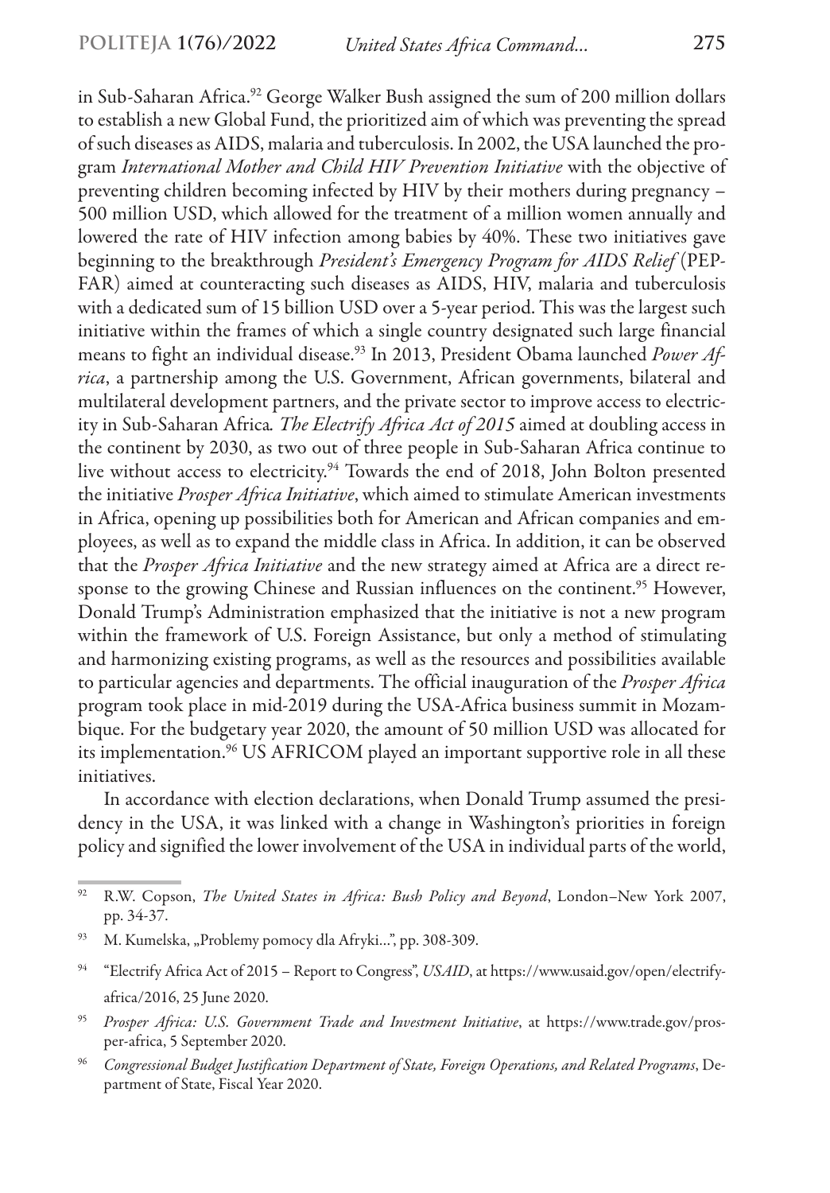in Sub-Saharan Africa.[92] George Walker Bush assigned the sum of 200 million dollars to establish a new Global Fund, the prioritized aim of which was preventing the spread of such diseases as AIDS, malaria and tuberculosis. In 2002, the USA launched the program *International Mother and Child HIV Prevention Initiative* with the objective of preventing children becoming infected by HIV by their mothers during pregnancy – 500 million USD, which allowed for the treatment of a million women annually and lowered the rate of HIV infection among babies by 40%. These two initiatives gave beginning to the breakthrough *President's Emergency Program for AIDS Relief* (PEPFAR) aimed at counteracting such diseases as AIDS, HIV, malaria and tuberculosis with a dedicated sum of 15 billion USD over a 5-year period. This was the largest such initiative within the frames of which a single country designated such large financial means to fight an individual disease.[93] In 2013, President Obama launched *Power Africa*, a partnership among the U.S. Government, African governments, bilateral and multilateral development partners, and the private sector to improve access to electricity in Sub-Saharan Africa. *The Electrify Africa Act of 2015* aimed at doubling access in the continent by 2030, as two out of three people in Sub-Saharan Africa continue to live without access to electricity.[94] Towards the end of 2018, John Bolton presented the initiative *Prosper Africa Initiative*, which aimed to stimulate American investments in Africa, opening up possibilities both for American and African companies and employees, as well as to expand the middle class in Africa. In addition, it can be observed that the *Prosper Africa Initiative* and the new strategy aimed at Africa are a direct response to the growing Chinese and Russian influences on the continent.[95] However, Donald Trump's Administration emphasized that the initiative is not a new program within the framework of U.S. Foreign Assistance, but only a method of stimulating and harmonizing existing programs, as well as the resources and possibilities available to particular agencies and departments. The official inauguration of the *Prosper Africa* program took place in mid-2019 during the USA-Africa business summit in Mozambique. For the budgetary year 2020, the amount of 50 million USD was allocated for its implementation.[96] US AFRICOM played an important supportive role in all these initiatives.

In accordance with election declarations, when Donald Trump assumed the presidency in the USA, it was linked with a change in Washington's priorities in foreign policy and signified the lower involvement of the USA in individual parts of the world,

---

[92] R.W. Copson, *The United States in Africa: Bush Policy and Beyond*, London–New York 2007, pp. 34-37.

[93] M. Kumelska, „Problemy pomocy dla Afryki...", pp. 308-309.

[94] "Electrify Africa Act of 2015 – Report to Congress", *USAID*, at https://www.usaid.gov/open/electrify-africa/2016, 25 June 2020.

[95] *Prosper Africa: U.S. Government Trade and Investment Initiative*, at https://www.trade.gov/prosper-africa, 5 September 2020.

[96] *Congressional Budget Justification Department of State, Foreign Operations, and Related Programs*, Department of State, Fiscal Year 2020.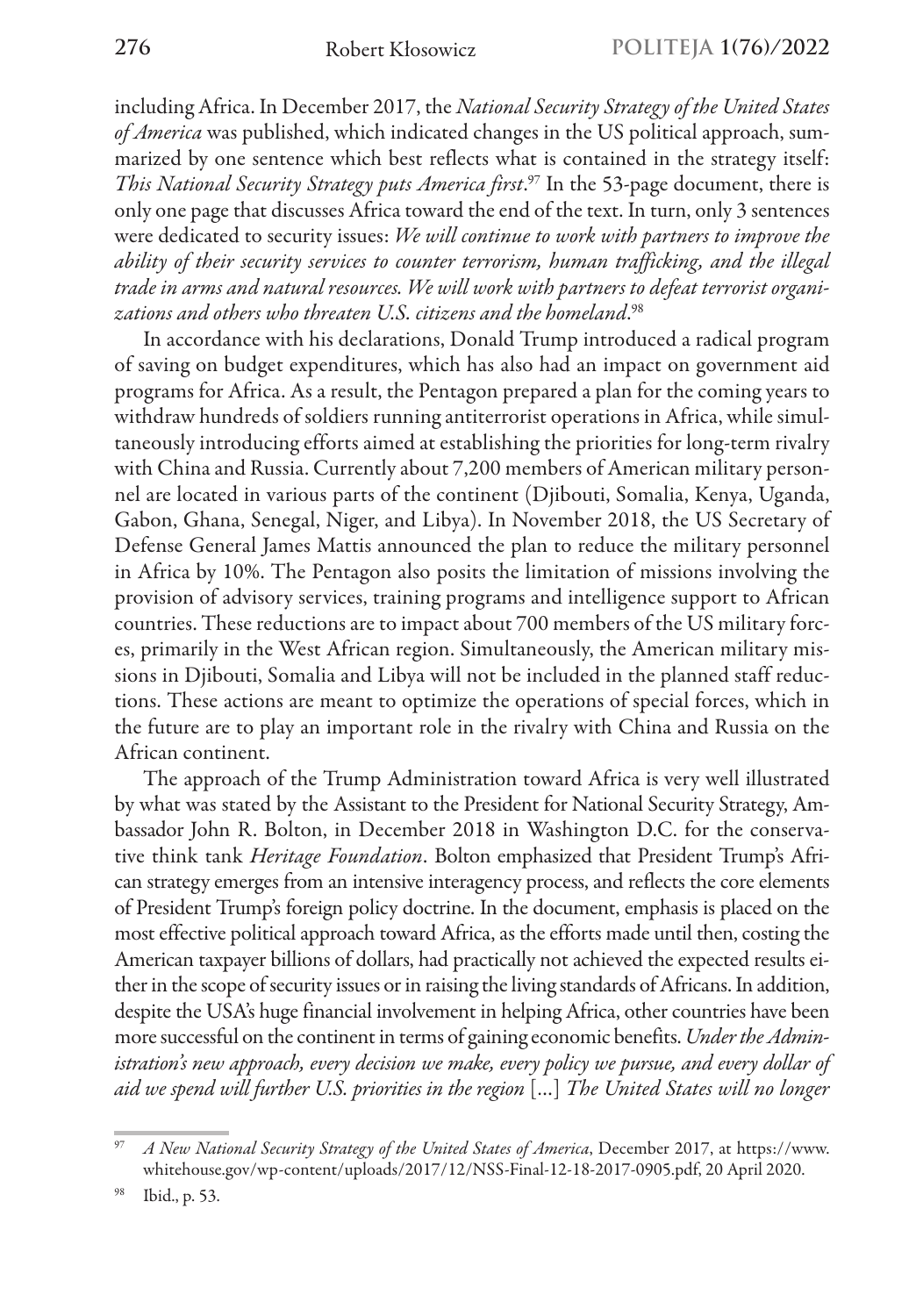including Africa. In December 2017, the *National Security Strategy of the United States of America* was published, which indicated changes in the US political approach, summarized by one sentence which best reflects what is contained in the strategy itself: *This National Security Strategy puts America first*.[97] In the 53-page document, there is only one page that discusses Africa toward the end of the text. In turn, only 3 sentences were dedicated to security issues: *We will continue to work with partners to improve the ability of their security services to counter terrorism, human trafficking, and the illegal trade in arms and natural resources. We will work with partners to defeat terrorist organizations and others who threaten U.S. citizens and the homeland*.[98]

In accordance with his declarations, Donald Trump introduced a radical program of saving on budget expenditures, which has also had an impact on government aid programs for Africa. As a result, the Pentagon prepared a plan for the coming years to withdraw hundreds of soldiers running antiterrorist operations in Africa, while simultaneously introducing efforts aimed at establishing the priorities for long-term rivalry with China and Russia. Currently about 7,200 members of American military personnel are located in various parts of the continent (Djibouti, Somalia, Kenya, Uganda, Gabon, Ghana, Senegal, Niger, and Libya). In November 2018, the US Secretary of Defense General James Mattis announced the plan to reduce the military personnel in Africa by 10%. The Pentagon also posits the limitation of missions involving the provision of advisory services, training programs and intelligence support to African countries. These reductions are to impact about 700 members of the US military forces, primarily in the West African region. Simultaneously, the American military missions in Djibouti, Somalia and Libya will not be included in the planned staff reductions. These actions are meant to optimize the operations of special forces, which in the future are to play an important role in the rivalry with China and Russia on the African continent.

The approach of the Trump Administration toward Africa is very well illustrated by what was stated by the Assistant to the President for National Security Strategy, Ambassador John R. Bolton, in December 2018 in Washington D.C. for the conservative think tank *Heritage Foundation*. Bolton emphasized that President Trump's African strategy emerges from an intensive interagency process, and reflects the core elements of President Trump's foreign policy doctrine. In the document, emphasis is placed on the most effective political approach toward Africa, as the efforts made until then, costing the American taxpayer billions of dollars, had practically not achieved the expected results either in the scope of security issues or in raising the living standards of Africans. In addition, despite the USA's huge financial involvement in helping Africa, other countries have been more successful on the continent in terms of gaining economic benefits. *Under the Administration's new approach, every decision we make, every policy we pursue, and every dollar of aid we spend will further U.S. priorities in the region* [...] *The United States will no longer*

---

[97] *A New National Security Strategy of the United States of America*, December 2017, at https://www.whitehouse.gov/wp-content/uploads/2017/12/NSS-Final-12-18-2017-0905.pdf, 20 April 2020.

[98] Ibid., p. 53.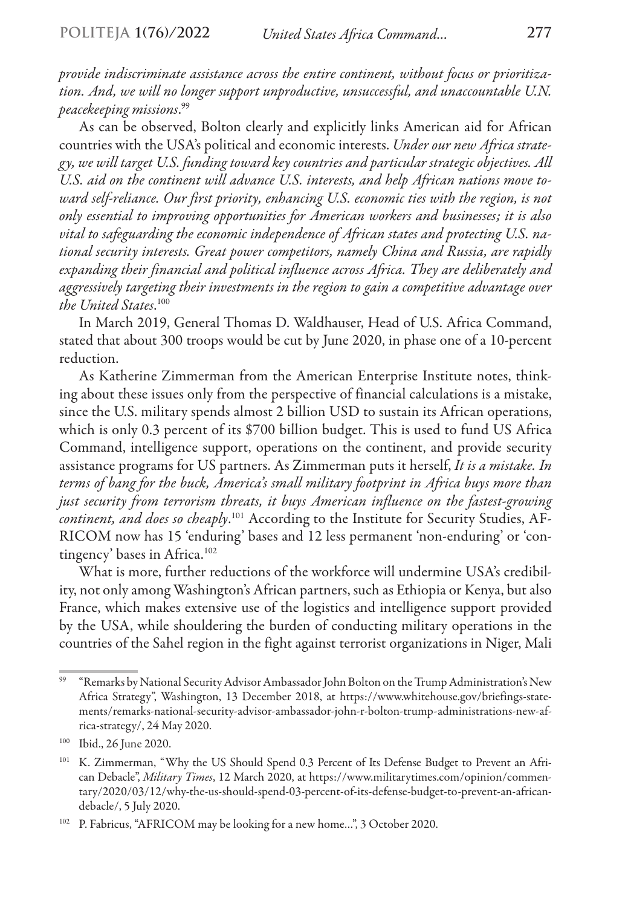*provide indiscriminate assistance across the entire continent, without focus or prioritization. And, we will no longer support unproductive, unsuccessful, and unaccountable U.N. peacekeeping missions*.[99]

As can be observed, Bolton clearly and explicitly links American aid for African countries with the USA's political and economic interests. *Under our new Africa strategy, we will target U.S. funding toward key countries and particular strategic objectives. All U.S. aid on the continent will advance U.S. interests, and help African nations move toward self-reliance. Our first priority, enhancing U.S. economic ties with the region, is not only essential to improving opportunities for American workers and businesses; it is also vital to safeguarding the economic independence of African states and protecting U.S. national security interests. Great power competitors, namely China and Russia, are rapidly expanding their financial and political influence across Africa. They are deliberately and aggressively targeting their investments in the region to gain a competitive advantage over the United States*.[100]

In March 2019, General Thomas D. Waldhauser, Head of U.S. Africa Command, stated that about 300 troops would be cut by June 2020, in phase one of a 10-percent reduction.

As Katherine Zimmerman from the American Enterprise Institute notes, thinking about these issues only from the perspective of financial calculations is a mistake, since the U.S. military spends almost 2 billion USD to sustain its African operations, which is only 0.3 percent of its $700 billion budget. This is used to fund US Africa Command, intelligence support, operations on the continent, and provide security assistance programs for US partners. As Zimmerman puts it herself, *It is a mistake. In terms of bang for the buck, America's small military footprint in Africa buys more than just security from terrorism threats, it buys American influence on the fastest-growing continent, and does so cheaply*.[101] According to the Institute for Security Studies, AFRICOM now has 15 'enduring' bases and 12 less permanent 'non-enduring' or 'contingency' bases in Africa.[102]

What is more, further reductions of the workforce will undermine USA's credibility, not only among Washington's African partners, such as Ethiopia or Kenya, but also France, which makes extensive use of the logistics and intelligence support provided by the USA, while shouldering the burden of conducting military operations in the countries of the Sahel region in the fight against terrorist organizations in Niger, Mali

---

[99] "Remarks by National Security Advisor Ambassador John Bolton on the Trump Administration's New Africa Strategy", Washington, 13 December 2018, at https://www.whitehouse.gov/briefings-statements/remarks-national-security-advisor-ambassador-john-r-bolton-trump-administrations-new-africa-strategy/, 24 May 2020.

[100] Ibid., 26 June 2020.

[101] K. Zimmerman, "Why the US Should Spend 0.3 Percent of Its Defense Budget to Prevent an African Debacle", *Military Times*, 12 March 2020, at https://www.militarytimes.com/opinion/commentary/2020/03/12/why-the-us-should-spend-03-percent-of-its-defense-budget-to-prevent-an-african-debacle/, 5 July 2020.

[102] P. Fabricus, "AFRICOM may be looking for a new home…", 3 October 2020.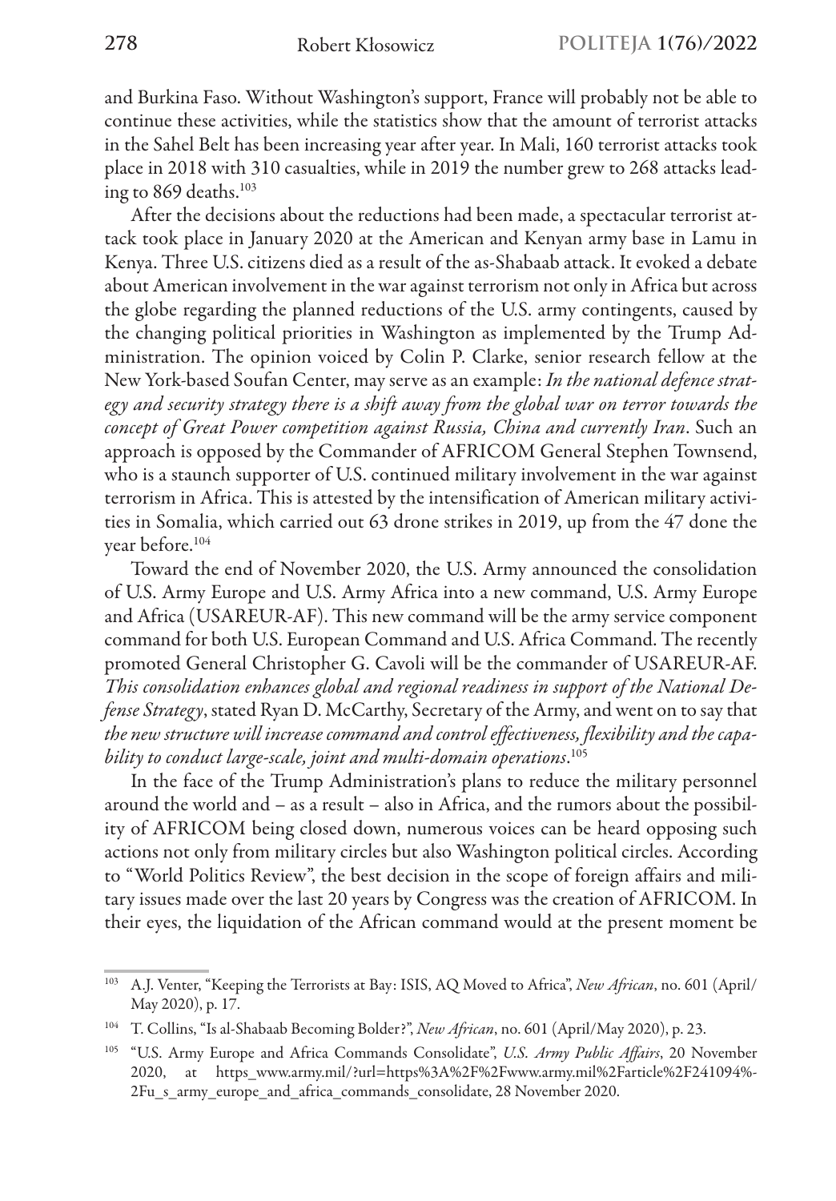and Burkina Faso. Without Washington's support, France will probably not be able to continue these activities, while the statistics show that the amount of terrorist attacks in the Sahel Belt has been increasing year after year. In Mali, 160 terrorist attacks took place in 2018 with 310 casualties, while in 2019 the number grew to 268 attacks leading to 869 deaths.[103]

After the decisions about the reductions had been made, a spectacular terrorist attack took place in January 2020 at the American and Kenyan army base in Lamu in Kenya. Three U.S. citizens died as a result of the as-Shabaab attack. It evoked a debate about American involvement in the war against terrorism not only in Africa but across the globe regarding the planned reductions of the U.S. army contingents, caused by the changing political priorities in Washington as implemented by the Trump Administration. The opinion voiced by Colin P. Clarke, senior research fellow at the New York-based Soufan Center, may serve as an example: *In the national defence strategy and security strategy there is a shift away from the global war on terror towards the concept of Great Power competition against Russia, China and currently Iran*. Such an approach is opposed by the Commander of AFRICOM General Stephen Townsend, who is a staunch supporter of U.S. continued military involvement in the war against terrorism in Africa. This is attested by the intensification of American military activities in Somalia, which carried out 63 drone strikes in 2019, up from the 47 done the year before.[104]

Toward the end of November 2020, the U.S. Army announced the consolidation of U.S. Army Europe and U.S. Army Africa into a new command, U.S. Army Europe and Africa (USAREUR-AF). This new command will be the army service component command for both U.S. European Command and U.S. Africa Command. The recently promoted General Christopher G. Cavoli will be the commander of USAREUR-AF. *This consolidation enhances global and regional readiness in support of the National Defense Strategy*, stated Ryan D. McCarthy, Secretary of the Army, and went on to say that *the new structure will increase command and control effectiveness, flexibility and the capability to conduct large-scale, joint and multi-domain operations*.[105]

In the face of the Trump Administration's plans to reduce the military personnel around the world and – as a result – also in Africa, and the rumors about the possibility of AFRICOM being closed down, numerous voices can be heard opposing such actions not only from military circles but also Washington political circles. According to "World Politics Review", the best decision in the scope of foreign affairs and military issues made over the last 20 years by Congress was the creation of AFRICOM. In their eyes, the liquidation of the African command would at the present moment be

---

[103] A.J. Venter, "Keeping the Terrorists at Bay: ISIS, AQ Moved to Africa", *New African*, no. 601 (April/May 2020), p. 17.

[104] T. Collins, "Is al-Shabaab Becoming Bolder?", *New African*, no. 601 (April/May 2020), p. 23.

[105] "U.S. Army Europe and Africa Commands Consolidate", *U.S. Army Public Affairs*, 20 November 2020, at https_www.army.mil/?url=https%3A%2F%2Fwww.army.mil%2Farticle%2F241094%2Fu_s_army_europe_and_africa_commands_consolidate, 28 November 2020.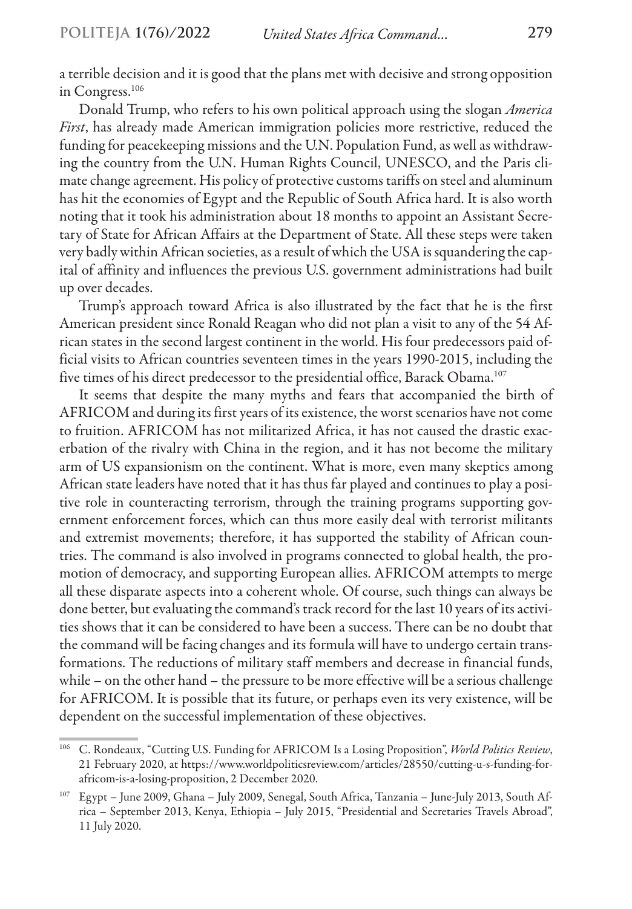a terrible decision and it is good that the plans met with decisive and strong opposition in Congress.[106]

Donald Trump, who refers to his own political approach using the slogan *America First*, has already made American immigration policies more restrictive, reduced the funding for peacekeeping missions and the U.N. Population Fund, as well as withdrawing the country from the U.N. Human Rights Council, UNESCO, and the Paris climate change agreement. His policy of protective customs tariffs on steel and aluminum has hit the economies of Egypt and the Republic of South Africa hard. It is also worth noting that it took his administration about 18 months to appoint an Assistant Secretary of State for African Affairs at the Department of State. All these steps were taken very badly within African societies, as a result of which the USA is squandering the capital of affinity and influences the previous U.S. government administrations had built up over decades.

Trump's approach toward Africa is also illustrated by the fact that he is the first American president since Ronald Reagan who did not plan a visit to any of the 54 African states in the second largest continent in the world. His four predecessors paid official visits to African countries seventeen times in the years 1990-2015, including the five times of his direct predecessor to the presidential office, Barack Obama.[107]

It seems that despite the many myths and fears that accompanied the birth of AFRICOM and during its first years of its existence, the worst scenarios have not come to fruition. AFRICOM has not militarized Africa, it has not caused the drastic exacerbation of the rivalry with China in the region, and it has not become the military arm of US expansionism on the continent. What is more, even many skeptics among African state leaders have noted that it has thus far played and continues to play a positive role in counteracting terrorism, through the training programs supporting government enforcement forces, which can thus more easily deal with terrorist militants and extremist movements; therefore, it has supported the stability of African countries. The command is also involved in programs connected to global health, the promotion of democracy, and supporting European allies. AFRICOM attempts to merge all these disparate aspects into a coherent whole. Of course, such things can always be done better, but evaluating the command's track record for the last 10 years of its activities shows that it can be considered to have been a success. There can be no doubt that the command will be facing changes and its formula will have to undergo certain transformations. The reductions of military staff members and decrease in financial funds, while – on the other hand – the pressure to be more effective will be a serious challenge for AFRICOM. It is possible that its future, or perhaps even its very existence, will be dependent on the successful implementation of these objectives.

---

[106] C. Rondeaux, "Cutting U.S. Funding for AFRICOM Is a Losing Proposition", *World Politics Review*, 21 February 2020, at https://www.worldpoliticsreview.com/articles/28550/cutting-u-s-funding-for-africom-is-a-losing-proposition, 2 December 2020.

[107] Egypt – June 2009, Ghana – July 2009, Senegal, South Africa, Tanzania – June-July 2013, South Africa – September 2013, Kenya, Ethiopia – July 2015, "Presidential and Secretaries Travels Abroad", 11 July 2020.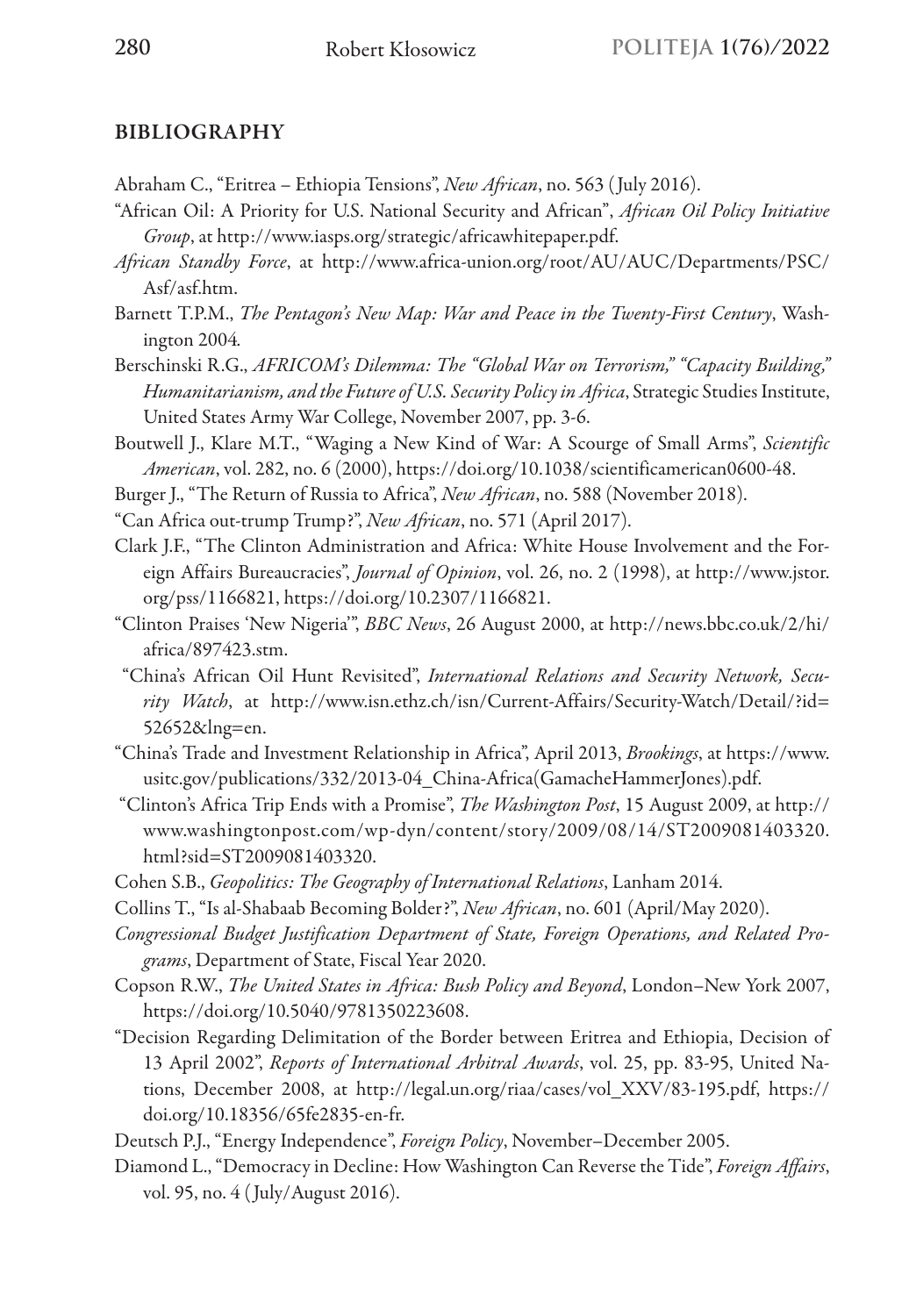## BIBLIOGRAPHY

Abraham C., "Eritrea – Ethiopia Tensions", *New African*, no. 563 (July 2016).

"African Oil: A Priority for U.S. National Security and African", *African Oil Policy Initiative Group*, at http://www.iasps.org/strategic/africawhitepaper.pdf.

*African Standby Force*, at http://www.africa-union.org/root/AU/AUC/Departments/PSC/Asf/asf.htm.

Barnett T.P.M., *The Pentagon's New Map: War and Peace in the Twenty-First Century*, Washington 2004.

Berschinski R.G., *AFRICOM's Dilemma: The "Global War on Terrorism," "Capacity Building," Humanitarianism, and the Future of U.S. Security Policy in Africa*, Strategic Studies Institute, United States Army War College, November 2007, pp. 3-6.

Boutwell J., Klare M.T., "Waging a New Kind of War: A Scourge of Small Arms", *Scientific American*, vol. 282, no. 6 (2000), https://doi.org/10.1038/scientificamerican0600-48.

Burger J., "The Return of Russia to Africa", *New African*, no. 588 (November 2018).

"Can Africa out-trump Trump?", *New African*, no. 571 (April 2017).

Clark J.F., "The Clinton Administration and Africa: White House Involvement and the Foreign Affairs Bureaucracies", *Journal of Opinion*, vol. 26, no. 2 (1998), at http://www.jstor.org/pss/1166821, https://doi.org/10.2307/1166821.

"Clinton Praises 'New Nigeria'", *BBC News*, 26 August 2000, at http://news.bbc.co.uk/2/hi/africa/897423.stm.

"China's African Oil Hunt Revisited", *International Relations and Security Network, Security Watch*, at http://www.isn.ethz.ch/isn/Current-Affairs/Security-Watch/Detail/?id=52652&lng=en.

"China's Trade and Investment Relationship in Africa", April 2013, *Brookings*, at https://www.usitc.gov/publications/332/2013-04_China-Africa(GamacheHammerJones).pdf.

"Clinton's Africa Trip Ends with a Promise", *The Washington Post*, 15 August 2009, at http://www.washingtonpost.com/wp-dyn/content/story/2009/08/14/ST2009081403320.html?sid=ST2009081403320.

Cohen S.B., *Geopolitics: The Geography of International Relations*, Lanham 2014.

Collins T., "Is al-Shabaab Becoming Bolder?", *New African*, no. 601 (April/May 2020).

*Congressional Budget Justification Department of State, Foreign Operations, and Related Programs*, Department of State, Fiscal Year 2020.

Copson R.W., *The United States in Africa: Bush Policy and Beyond*, London–New York 2007, https://doi.org/10.5040/9781350223608.

"Decision Regarding Delimitation of the Border between Eritrea and Ethiopia, Decision of 13 April 2002", *Reports of International Arbitral Awards*, vol. 25, pp. 83-95, United Nations, December 2008, at http://legal.un.org/riaa/cases/vol_XXV/83-195.pdf, https://doi.org/10.18356/65fe2835-en-fr.

Deutsch P.J., "Energy Independence", *Foreign Policy*, November–December 2005.

Diamond L., "Democracy in Decline: How Washington Can Reverse the Tide", *Foreign Affairs*, vol. 95, no. 4 (July/August 2016).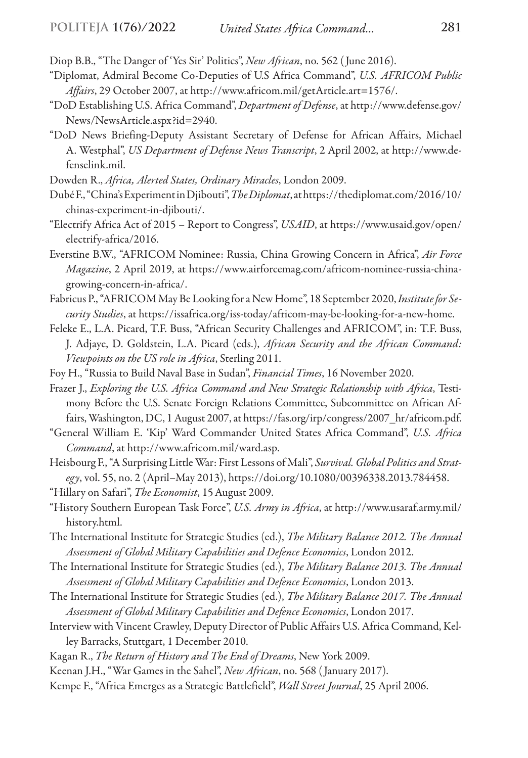Diop B.B., "The Danger of 'Yes Sir' Politics", *New African*, no. 562 (June 2016).

"Diplomat, Admiral Become Co-Deputies of U.S Africa Command", *U.S. AFRICOM Public Affairs*, 29 October 2007, at http://www.africom.mil/getArticle.art=1576/.

"DoD Establishing U.S. Africa Command", *Department of Defense*, at http://www.defense.gov/News/NewsArticle.aspx?id=2940.

"DoD News Briefing-Deputy Assistant Secretary of Defense for African Affairs, Michael A. Westphal", *US Department of Defense News Transcript*, 2 April 2002, at http://www.defenselink.mil.

Dowden R., *Africa, Alerted States, Ordinary Miracles*, London 2009.

Dubé F., "China's Experiment in Djibouti", *The Diplomat*, at https://thediplomat.com/2016/10/chinas-experiment-in-djibouti/.

"Electrify Africa Act of 2015 – Report to Congress", *USAID*, at https://www.usaid.gov/open/electrify-africa/2016.

Everstine B.W., "AFRICOM Nominee: Russia, China Growing Concern in Africa", *Air Force Magazine*, 2 April 2019, at https://www.airforcemag.com/africom-nominee-russia-china-growing-concern-in-africa/.

Fabricus P., "AFRICOM May Be Looking for a New Home", 18 September 2020, *Institute for Security Studies*, at https://issafrica.org/iss-today/africom-may-be-looking-for-a-new-home.

Feleke E., L.A. Picard, T.F. Buss, "African Security Challenges and AFRICOM", in: T.F. Buss, J. Adjaye, D. Goldstein, L.A. Picard (eds.), *African Security and the African Command: Viewpoints on the US role in Africa*, Sterling 2011.

Foy H., "Russia to Build Naval Base in Sudan", *Financial Times*, 16 November 2020.

Frazer J., *Exploring the U.S. Africa Command and New Strategic Relationship with Africa*, Testimony Before the U.S. Senate Foreign Relations Committee, Subcommittee on African Affairs, Washington, DC, 1 August 2007, at https://fas.org/irp/congress/2007_hr/africom.pdf.

"General William E. 'Kip' Ward Commander United States Africa Command", *U.S. Africa Command*, at http://www.africom.mil/ward.asp.

Heisbourg F., "A Surprising Little War: First Lessons of Mali", *Survival. Global Politics and Strategy*, vol. 55, no. 2 (April–May 2013), https://doi.org/10.1080/00396338.2013.784458.

"Hillary on Safari", *The Economist*, 15 August 2009.

"History Southern European Task Force", *U.S. Army in Africa*, at http://www.usaraf.army.mil/history.html.

The International Institute for Strategic Studies (ed.), *The Military Balance 2012. The Annual Assessment of Global Military Capabilities and Defence Economics*, London 2012.

The International Institute for Strategic Studies (ed.), *The Military Balance 2013. The Annual Assessment of Global Military Capabilities and Defence Economics*, London 2013.

The International Institute for Strategic Studies (ed.), *The Military Balance 2017. The Annual Assessment of Global Military Capabilities and Defence Economics*, London 2017.

Interview with Vincent Crawley, Deputy Director of Public Affairs U.S. Africa Command, Kelley Barracks, Stuttgart, 1 December 2010.

Kagan R., *The Return of History and The End of Dreams*, New York 2009.

Keenan J.H., "War Games in the Sahel", *New African*, no. 568 (January 2017).

Kempe F., "Africa Emerges as a Strategic Battlefield", *Wall Street Journal*, 25 April 2006.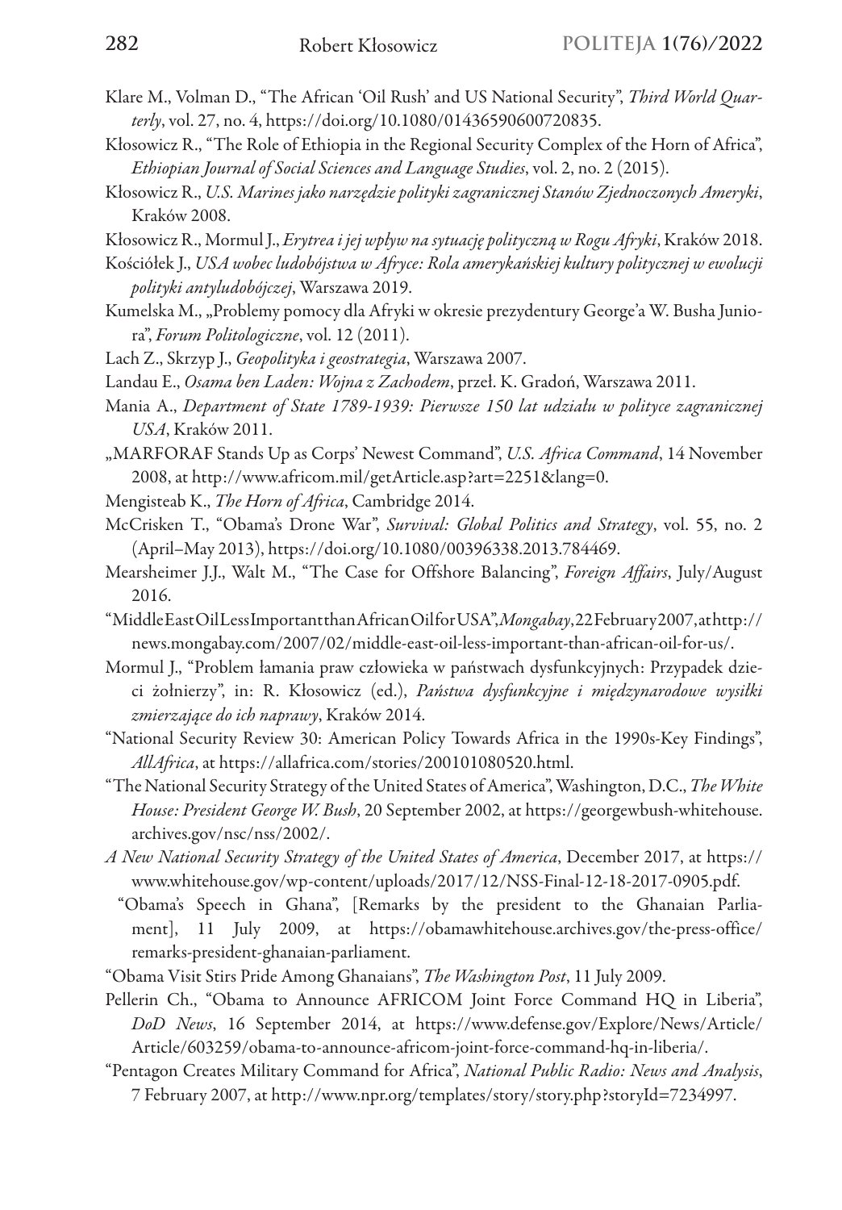Klare M., Volman D., "The African 'Oil Rush' and US National Security", *Third World Quarterly*, vol. 27, no. 4, https://doi.org/10.1080/01436590600720835.

Kłosowicz R., "The Role of Ethiopia in the Regional Security Complex of the Horn of Africa", *Ethiopian Journal of Social Sciences and Language Studies*, vol. 2, no. 2 (2015).

Kłosowicz R., *U.S. Marines jako narzędzie polityki zagranicznej Stanów Zjednoczonych Ameryki*, Kraków 2008.

Kłosowicz R., Mormul J., *Erytrea i jej wpływ na sytuację polityczną w Rogu Afryki*, Kraków 2018.

Kościółek J., *USA wobec ludobójstwa w Afryce: Rola amerykańskiej kultury politycznej w ewolucji polityki antyludobójczej*, Warszawa 2019.

Kumelska M., „Problemy pomocy dla Afryki w okresie prezydentury George'a W. Busha Juniora", *Forum Politologiczne*, vol. 12 (2011).

Lach Z., Skrzyp J., *Geopolityka i geostrategia*, Warszawa 2007.

Landau E., *Osama ben Laden: Wojna z Zachodem*, przeł. K. Gradoń, Warszawa 2011.

Mania A., *Department of State 1789-1939: Pierwsze 150 lat udziału w polityce zagranicznej USA*, Kraków 2011.

„MARFORAF Stands Up as Corps' Newest Command", *U.S. Africa Command*, 14 November 2008, at http://www.africom.mil/getArticle.asp?art=2251&lang=0.

Mengisteab K., *The Horn of Africa*, Cambridge 2014.

McCrisken T., "Obama's Drone War", *Survival: Global Politics and Strategy*, vol. 55, no. 2 (April–May 2013), https://doi.org/10.1080/00396338.2013.784469.

Mearsheimer J.J., Walt M., "The Case for Offshore Balancing", *Foreign Affairs*, July/August 2016.

"Middle East Oil Less Important than African Oil for USA", *Mongabay*, 22 February 2007, at http://news.mongabay.com/2007/02/middle-east-oil-less-important-than-african-oil-for-us/.

Mormul J., "Problem łamania praw człowieka w państwach dysfunkcyjnych: Przypadek dzieci żołnierzy", in: R. Kłosowicz (ed.), *Państwa dysfunkcyjne i międzynarodowe wysiłki zmierzające do ich naprawy*, Kraków 2014.

"National Security Review 30: American Policy Towards Africa in the 1990s-Key Findings", *AllAfrica*, at https://allafrica.com/stories/200101080520.html.

"The National Security Strategy of the United States of America", Washington, D.C., *The White House: President George W. Bush*, 20 September 2002, at https://georgewbush-whitehouse.archives.gov/nsc/nss/2002/.

*A New National Security Strategy of the United States of America*, December 2017, at https://www.whitehouse.gov/wp-content/uploads/2017/12/NSS-Final-12-18-2017-0905.pdf.

"Obama's Speech in Ghana", [Remarks by the president to the Ghanaian Parliament], 11 July 2009, at https://obamawhitehouse.archives.gov/the-press-office/remarks-president-ghanaian-parliament.

"Obama Visit Stirs Pride Among Ghanaians", *The Washington Post*, 11 July 2009.

Pellerin Ch., "Obama to Announce AFRICOM Joint Force Command HQ in Liberia", *DoD News*, 16 September 2014, at https://www.defense.gov/Explore/News/Article/Article/603259/obama-to-announce-africom-joint-force-command-hq-in-liberia/.

"Pentagon Creates Military Command for Africa", *National Public Radio: News and Analysis*, 7 February 2007, at http://www.npr.org/templates/story/story.php?storyId=7234997.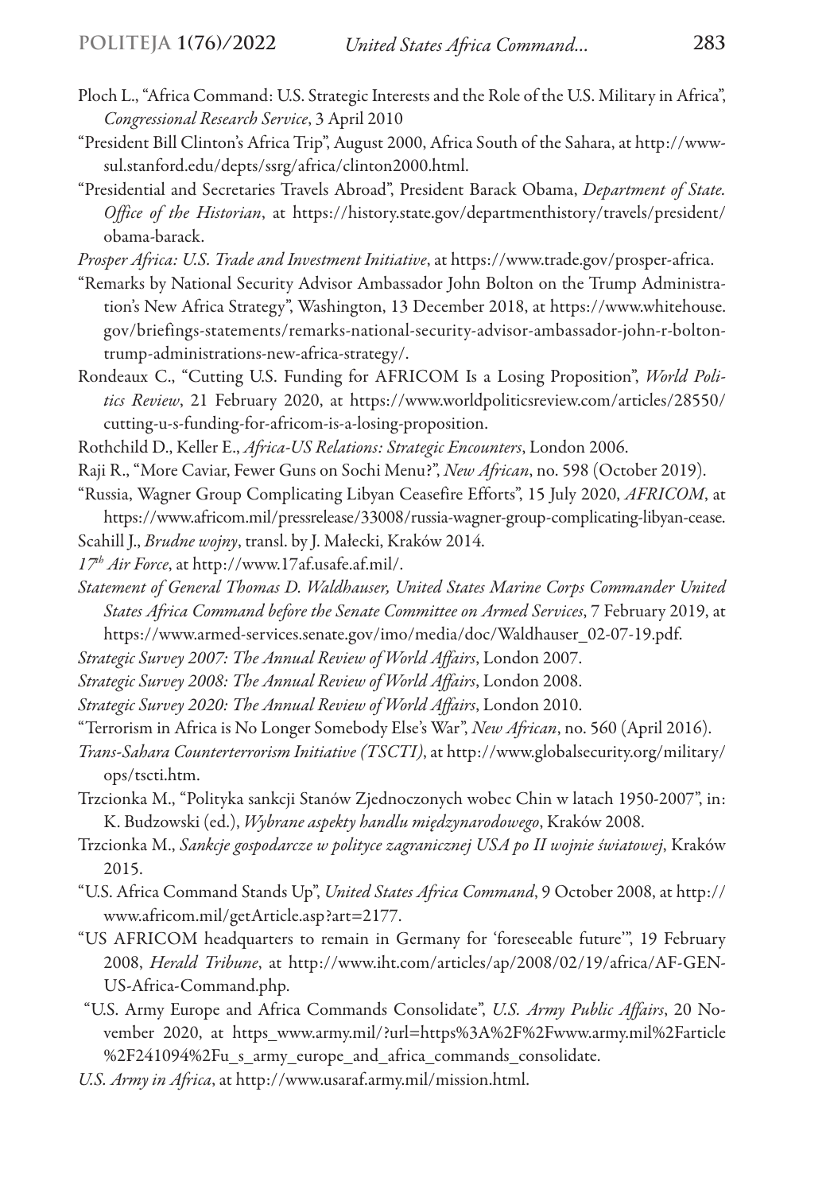Ploch L., "Africa Command: U.S. Strategic Interests and the Role of the U.S. Military in Africa", *Congressional Research Service*, 3 April 2010

"President Bill Clinton's Africa Trip", August 2000, Africa South of the Sahara, at http://www-sul.stanford.edu/depts/ssrg/africa/clinton2000.html.

"Presidential and Secretaries Travels Abroad", President Barack Obama, *Department of State. Office of the Historian*, at https://history.state.gov/departmenthistory/travels/president/obama-barack.

*Prosper Africa: U.S. Trade and Investment Initiative*, at https://www.trade.gov/prosper-africa.

"Remarks by National Security Advisor Ambassador John Bolton on the Trump Administration's New Africa Strategy", Washington, 13 December 2018, at https://www.whitehouse.gov/briefings-statements/remarks-national-security-advisor-ambassador-john-r-bolton-trump-administrations-new-africa-strategy/.

Rondeaux C., "Cutting U.S. Funding for AFRICOM Is a Losing Proposition", *World Politics Review*, 21 February 2020, at https://www.worldpoliticsreview.com/articles/28550/cutting-u-s-funding-for-africom-is-a-losing-proposition.

Rothchild D., Keller E., *Africa-US Relations: Strategic Encounters*, London 2006.

Raji R., "More Caviar, Fewer Guns on Sochi Menu?", *New African*, no. 598 (October 2019).

"Russia, Wagner Group Complicating Libyan Ceasefire Efforts", 15 July 2020, *AFRICOM*, at https://www.africom.mil/pressrelease/33008/russia-wagner-group-complicating-libyan-cease.

Scahill J., *Brudne wojny*, transl. by J. Małecki, Kraków 2014.

*17th Air Force*, at http://www.17af.usafe.af.mil/.

*Statement of General Thomas D. Waldhauser, United States Marine Corps Commander United States Africa Command before the Senate Committee on Armed Services*, 7 February 2019, at https://www.armed-services.senate.gov/imo/media/doc/Waldhauser_02-07-19.pdf.

*Strategic Survey 2007: The Annual Review of World Affairs*, London 2007.

*Strategic Survey 2008: The Annual Review of World Affairs*, London 2008.

*Strategic Survey 2020: The Annual Review of World Affairs*, London 2010.

"Terrorism in Africa is No Longer Somebody Else's War", *New African*, no. 560 (April 2016).

*Trans-Sahara Counterterrorism Initiative (TSCTI)*, at http://www.globalsecurity.org/military/ops/tscti.htm.

Trzcionka M., "Polityka sankcji Stanów Zjednoczonych wobec Chin w latach 1950-2007", in: K. Budzowski (ed.), *Wybrane aspekty handlu międzynarodowego*, Kraków 2008.

Trzcionka M., *Sankcje gospodarcze w polityce zagranicznej USA po II wojnie światowej*, Kraków 2015.

"U.S. Africa Command Stands Up", *United States Africa Command*, 9 October 2008, at http://www.africom.mil/getArticle.asp?art=2177.

"US AFRICOM headquarters to remain in Germany for 'foreseeable future'", 19 February 2008, *Herald Tribune*, at http://www.iht.com/articles/ap/2008/02/19/africa/AF-GEN-US-Africa-Command.php.

"U.S. Army Europe and Africa Commands Consolidate", *U.S. Army Public Affairs*, 20 November 2020, at https_www.army.mil/?url=https%3A%2F%2Fwww.army.mil%2Farticle%2F241094%2Fu_s_army_europe_and_africa_commands_consolidate.

*U.S. Army in Africa*, at http://www.usaraf.army.mil/mission.html.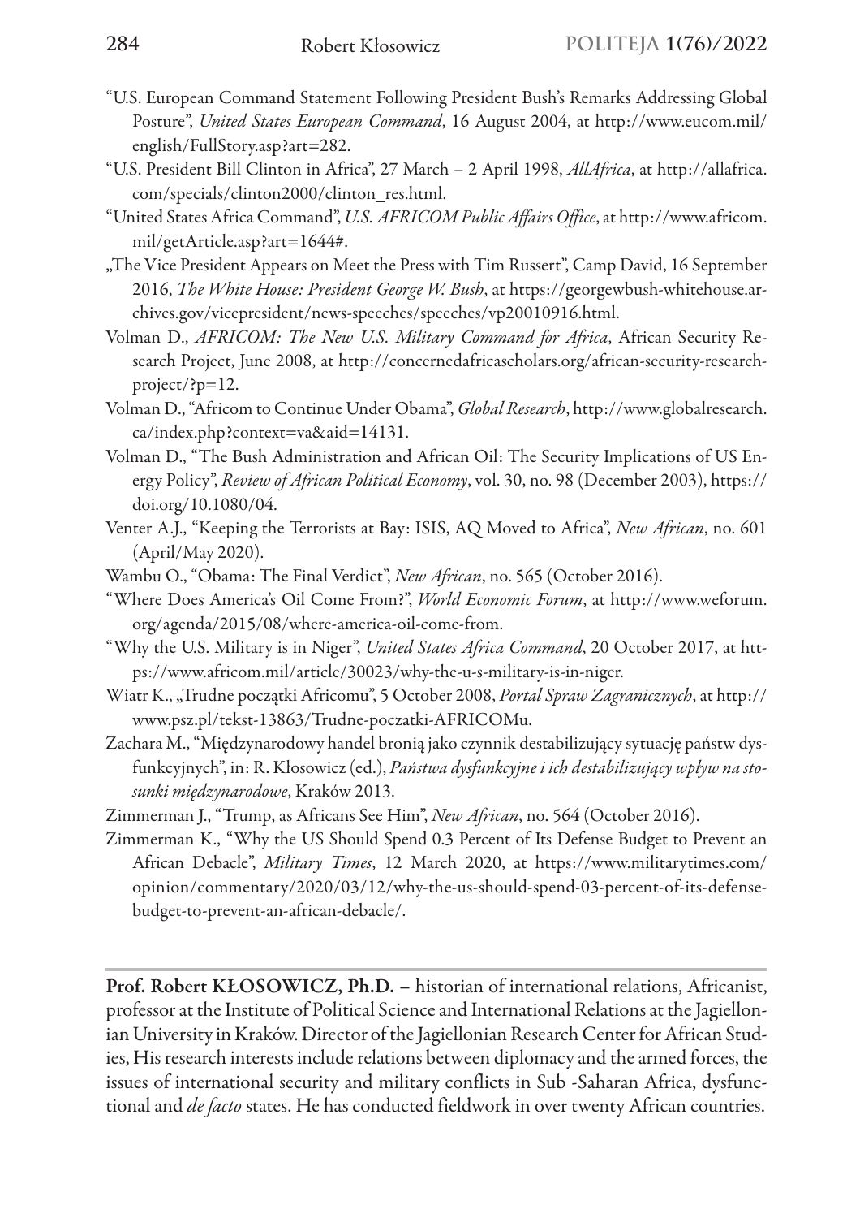"U.S. European Command Statement Following President Bush's Remarks Addressing Global Posture", *United States European Command*, 16 August 2004, at http://www.eucom.mil/english/FullStory.asp?art=282.

"U.S. President Bill Clinton in Africa", 27 March – 2 April 1998, *AllAfrica*, at http://allafrica.com/specials/clinton2000/clinton_res.html.

"United States Africa Command", *U.S. AFRICOM Public Affairs Office*, at http://www.africom.mil/getArticle.asp?art=1644#.

„The Vice President Appears on Meet the Press with Tim Russert", Camp David, 16 September 2016, *The White House: President George W. Bush*, at https://georgewbush-whitehouse.archives.gov/vicepresident/news-speeches/speeches/vp20010916.html.

Volman D., *AFRICOM: The New U.S. Military Command for Africa*, African Security Research Project, June 2008, at http://concernedafricascholars.org/african-security-research-project/?p=12.

Volman D., "Africom to Continue Under Obama", *Global Research*, http://www.globalresearch.ca/index.php?context=va&aid=14131.

Volman D., "The Bush Administration and African Oil: The Security Implications of US Energy Policy", *Review of African Political Economy*, vol. 30, no. 98 (December 2003), https://doi.org/10.1080/04.

Venter A.J., "Keeping the Terrorists at Bay: ISIS, AQ Moved to Africa", *New African*, no. 601 (April/May 2020).

Wambu O., "Obama: The Final Verdict", *New African*, no. 565 (October 2016).

"Where Does America's Oil Come From?", *World Economic Forum*, at http://www.weforum.org/agenda/2015/08/where-america-oil-come-from.

"Why the U.S. Military is in Niger", *United States Africa Command*, 20 October 2017, at https://www.africom.mil/article/30023/why-the-u-s-military-is-in-niger.

Wiatr K., „Trudne początki Africomu", 5 October 2008, *Portal Spraw Zagranicznych*, at http://www.psz.pl/tekst-13863/Trudne-poczatki-AFRICOMu.

Zachara M., "Międzynarodowy handel bronią jako czynnik destabilizujący sytuację państw dysfunkcyjnych", in: R. Kłosowicz (ed.), *Państwa dysfunkcyjne i ich destabilizujący wpływ na stosunki międzynarodowe*, Kraków 2013.

Zimmerman J., "Trump, as Africans See Him", *New African*, no. 564 (October 2016).

Zimmerman K., "Why the US Should Spend 0.3 Percent of Its Defense Budget to Prevent an African Debacle", *Military Times*, 12 March 2020, at https://www.militarytimes.com/opinion/commentary/2020/03/12/why-the-us-should-spend-03-percent-of-its-defense-budget-to-prevent-an-african-debacle/.

---

**Prof. Robert KŁOSOWICZ, Ph.D.** – historian of international relations, Africanist, professor at the Institute of Political Science and International Relations at the Jagiellonian University in Kraków. Director of the Jagiellonian Research Center for African Studies, His research interests include relations between diplomacy and the armed forces, the issues of international security and military conflicts in Sub -Saharan Africa, dysfunctional and *de facto* states. He has conducted fieldwork in over twenty African countries.